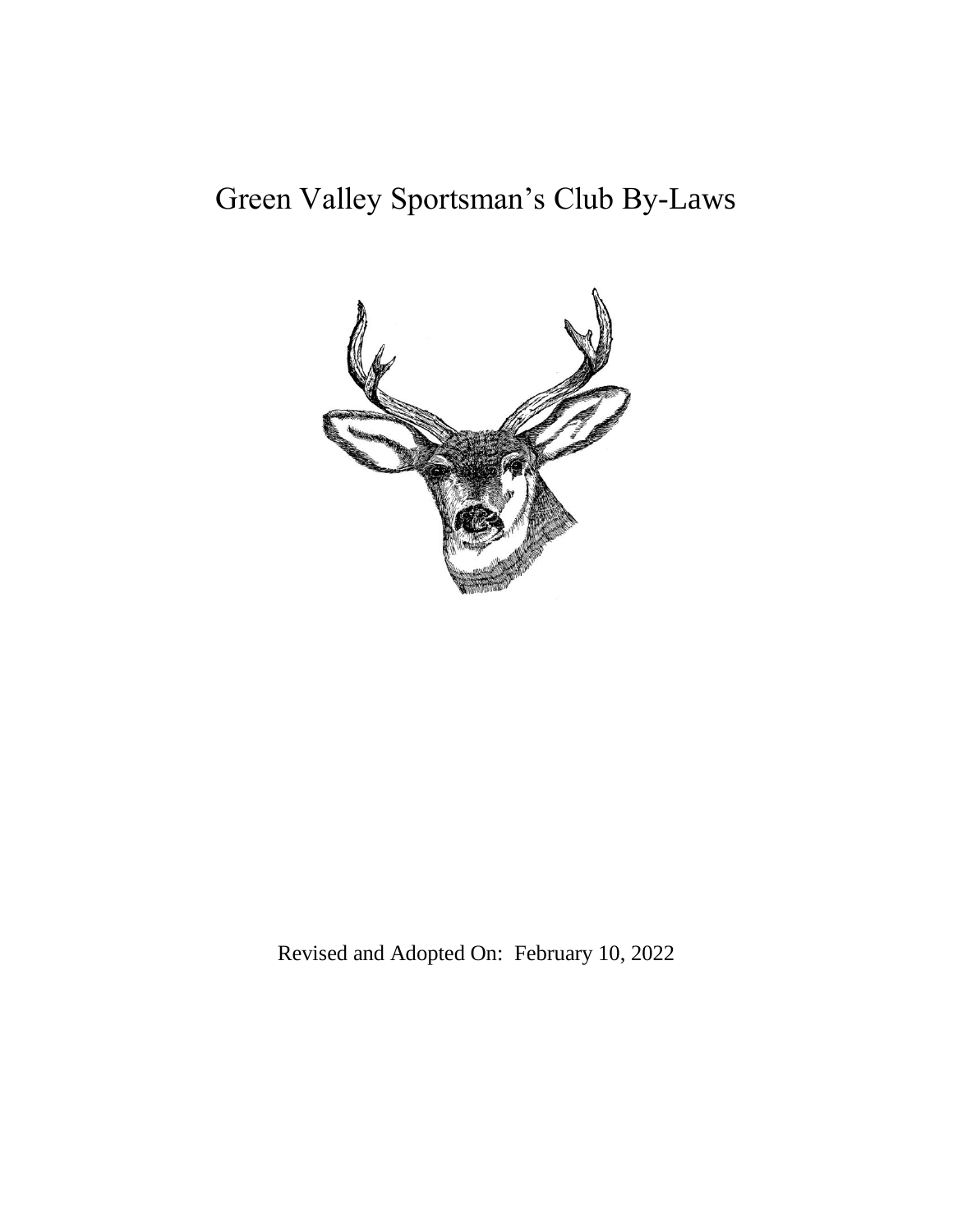# Green Valley Sportsman's Club By-Laws

Revised and Adopted On: February 10, 2022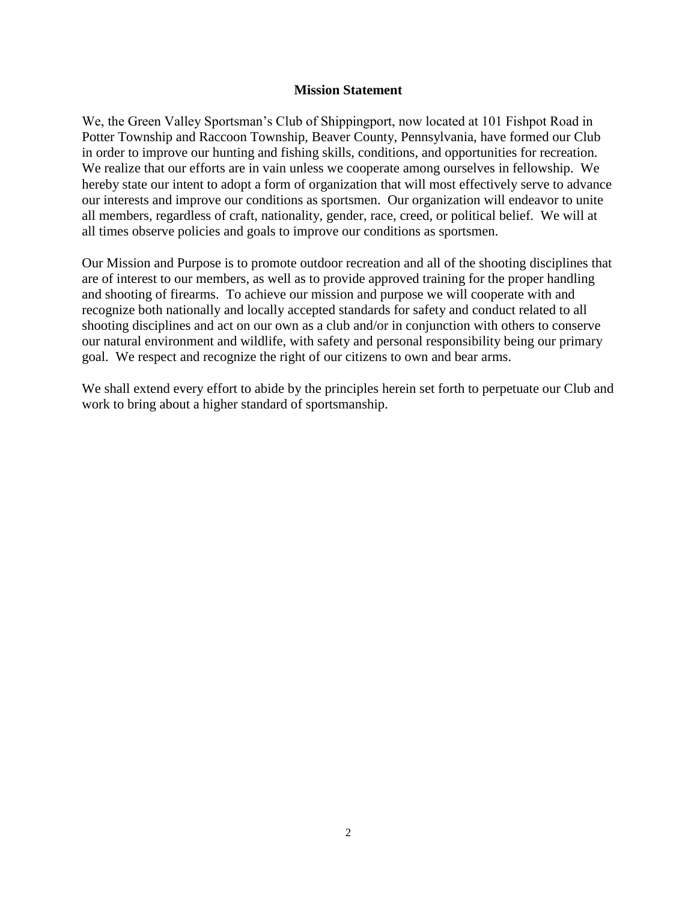## Mission Statement

We, the Green Valley Sportsman's Club of Shippingport, now located at 101 Fishpot Road in Potter Township and Raccoon Township, Beaver County, Pennsylvania, have formed our Club in order to improve our hunting and fishing skills, conditions, and opportunities for recreation. We realize that our efforts are in vain unless we cooperate among ourselves in fellowship. We hereby state our intent to adopt a form of organization that will most effectively serve to advance our interests and improve our conditions as sportsmen. Our organization will endeavor to unite all members, regardless of craft, nationality, gender, race, creed, or political belief. We will at all times observe policies and goals to improve our conditions as sportsmen.

Our Mission and Purpose is to promote outdoor recreation and all of the shooting disciplines that are of interest to our members, as well as to provide approved training for the proper handling and shooting of firearms. To achieve our mission and purpose we will cooperate with and recognize both nationally and locally accepted standards for safety and conduct related to all shooting disciplines and act on our own as a club and/or in conjunction with others to conserve our natural environment and wildlife, with safety and personal responsibility being our primary goal. We respect and recognize the right of our citizens to own and bear arms.

We shall extend every effort to abide by the principles herein set forth to perpetuate our Club and work to bring about a higher standard of sportsmanship.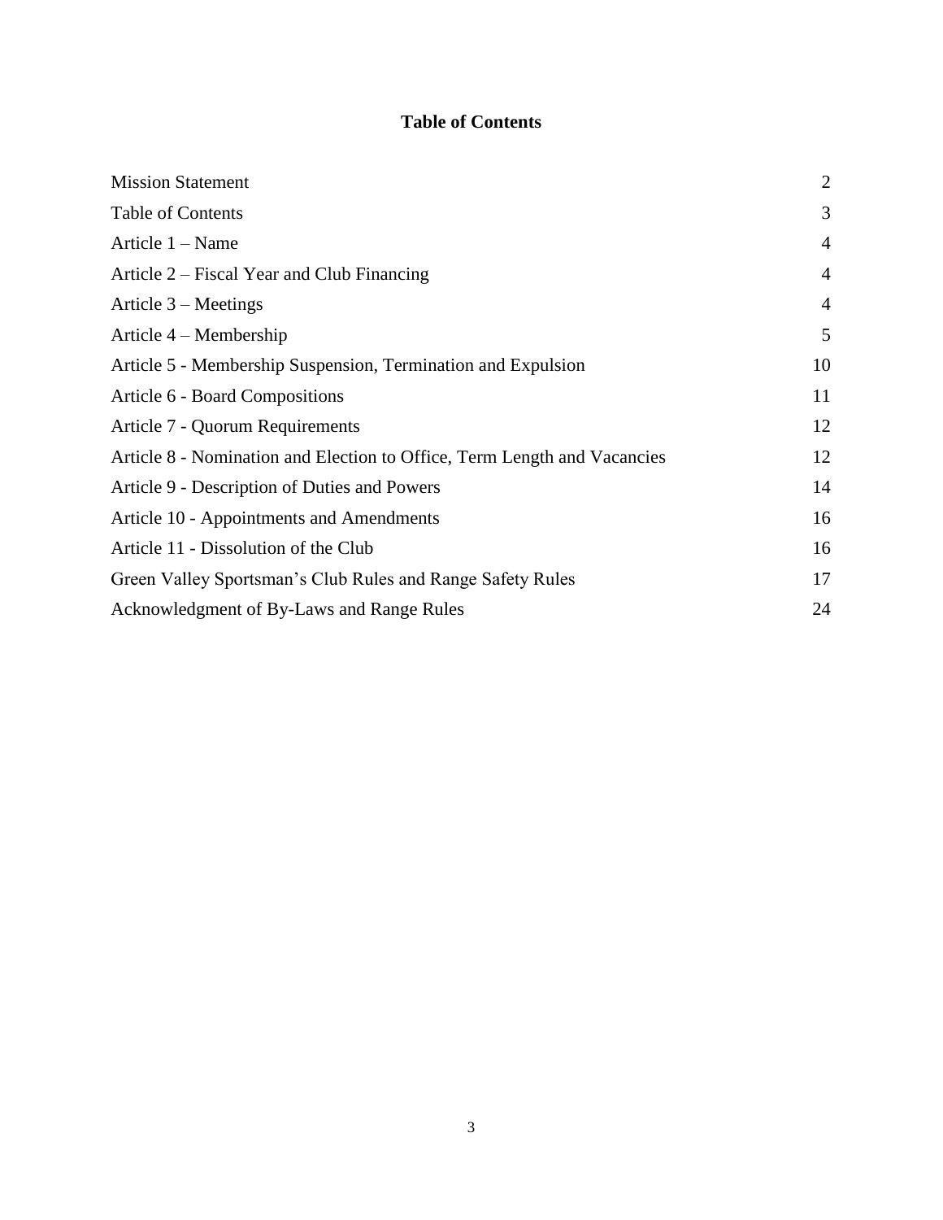# Table of Contents

| | |
|---|---|
| Mission Statement | 2 |
| Table of Contents | 3 |
| Article 1 – Name | 4 |
| Article 2 – Fiscal Year and Club Financing | 4 |
| Article 3 – Meetings | 4 |
| Article 4 – Membership | 5 |
| Article 5 - Membership Suspension, Termination and Expulsion | 10 |
| Article 6 - Board Compositions | 11 |
| Article 7 - Quorum Requirements | 12 |
| Article 8 - Nomination and Election to Office, Term Length and Vacancies | 12 |
| Article 9 - Description of Duties and Powers | 14 |
| Article 10 - Appointments and Amendments | 16 |
| Article 11 - Dissolution of the Club | 16 |
| Green Valley Sportsman's Club Rules and Range Safety Rules | 17 |
| Acknowledgment of By-Laws and Range Rules | 24 |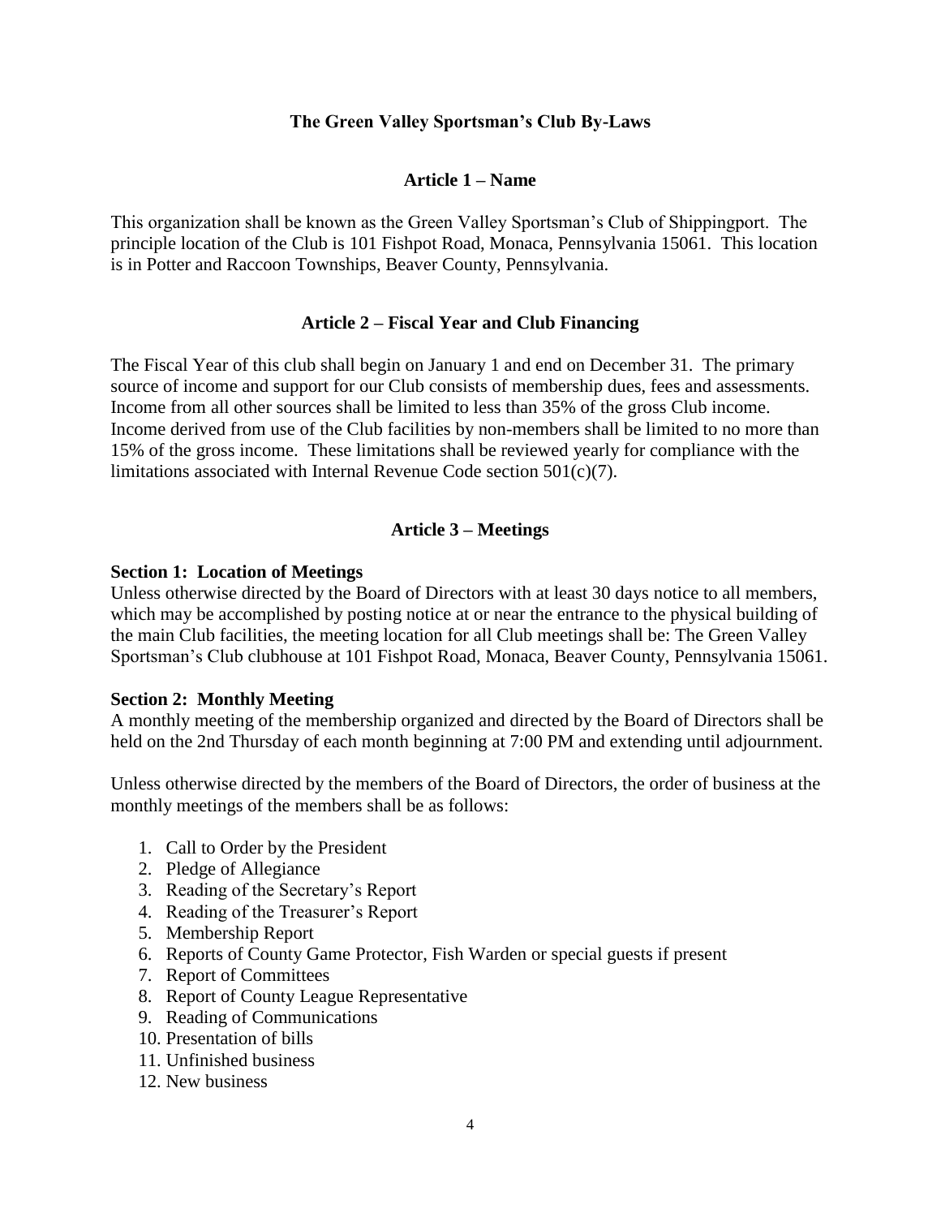# The Green Valley Sportsman's Club By-Laws

## Article 1 – Name

This organization shall be known as the Green Valley Sportsman's Club of Shippingport. The principle location of the Club is 101 Fishpot Road, Monaca, Pennsylvania 15061. This location is in Potter and Raccoon Townships, Beaver County, Pennsylvania.

## Article 2 – Fiscal Year and Club Financing

The Fiscal Year of this club shall begin on January 1 and end on December 31. The primary source of income and support for our Club consists of membership dues, fees and assessments. Income from all other sources shall be limited to less than 35% of the gross Club income. Income derived from use of the Club facilities by non-members shall be limited to no more than 15% of the gross income. These limitations shall be reviewed yearly for compliance with the limitations associated with Internal Revenue Code section 501(c)(7).

## Article 3 – Meetings

**Section 1: Location of Meetings**
Unless otherwise directed by the Board of Directors with at least 30 days notice to all members, which may be accomplished by posting notice at or near the entrance to the physical building of the main Club facilities, the meeting location for all Club meetings shall be: The Green Valley Sportsman's Club clubhouse at 101 Fishpot Road, Monaca, Beaver County, Pennsylvania 15061.

**Section 2: Monthly Meeting**
A monthly meeting of the membership organized and directed by the Board of Directors shall be held on the 2nd Thursday of each month beginning at 7:00 PM and extending until adjournment.

Unless otherwise directed by the members of the Board of Directors, the order of business at the monthly meetings of the members shall be as follows:

1. Call to Order by the President
2. Pledge of Allegiance
3. Reading of the Secretary's Report
4. Reading of the Treasurer's Report
5. Membership Report
6. Reports of County Game Protector, Fish Warden or special guests if present
7. Report of Committees
8. Report of County League Representative
9. Reading of Communications
10. Presentation of bills
11. Unfinished business
12. New business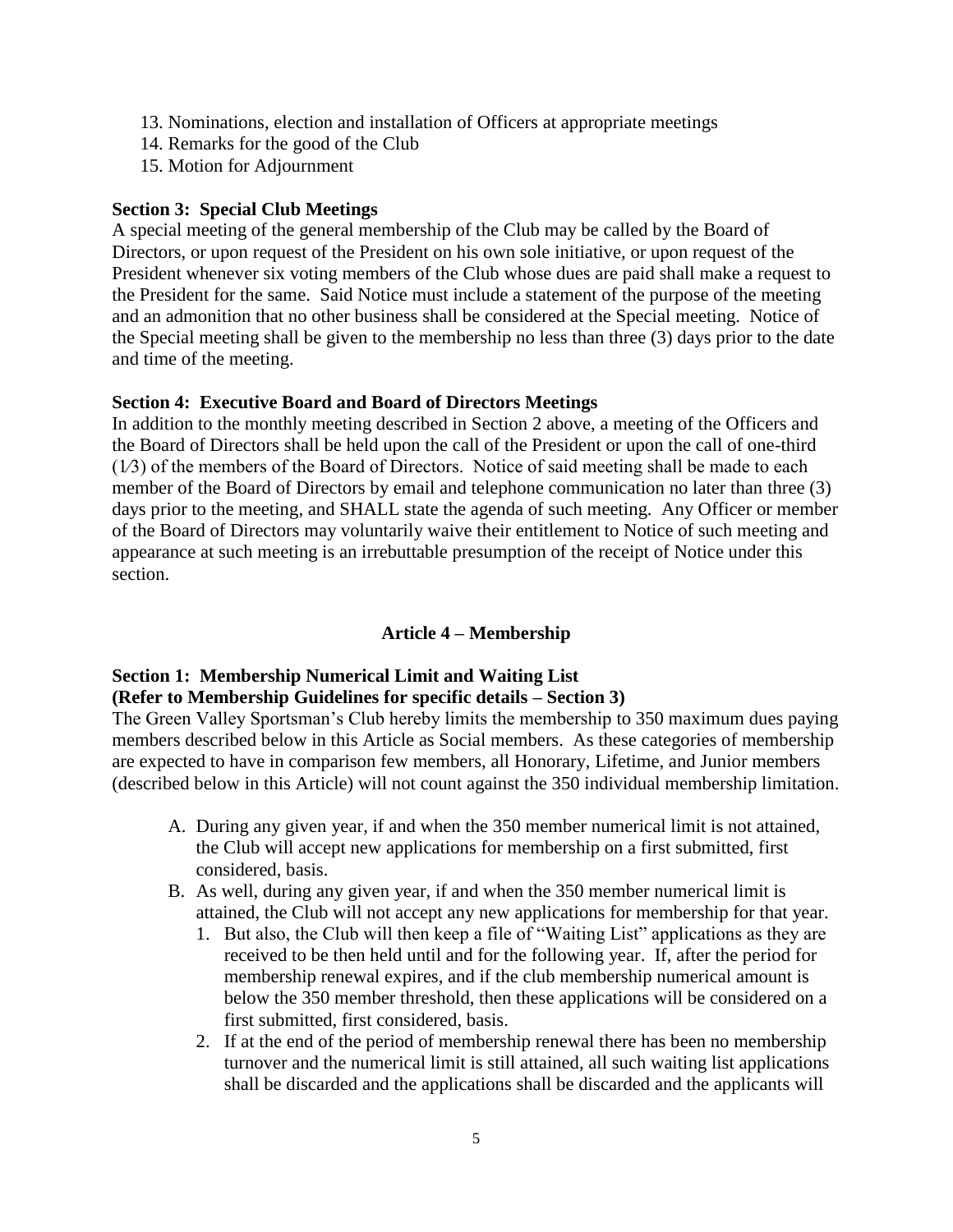13. Nominations, election and installation of Officers at appropriate meetings
14. Remarks for the good of the Club
15. Motion for Adjournment

**Section 3: Special Club Meetings**
A special meeting of the general membership of the Club may be called by the Board of Directors, or upon request of the President on his own sole initiative, or upon request of the President whenever six voting members of the Club whose dues are paid shall make a request to the President for the same. Said Notice must include a statement of the purpose of the meeting and an admonition that no other business shall be considered at the Special meeting. Notice of the Special meeting shall be given to the membership no less than three (3) days prior to the date and time of the meeting.

**Section 4: Executive Board and Board of Directors Meetings**
In addition to the monthly meeting described in Section 2 above, a meeting of the Officers and the Board of Directors shall be held upon the call of the President or upon the call of one-third (1⁄3) of the members of the Board of Directors. Notice of said meeting shall be made to each member of the Board of Directors by email and telephone communication no later than three (3) days prior to the meeting, and SHALL state the agenda of such meeting. Any Officer or member of the Board of Directors may voluntarily waive their entitlement to Notice of such meeting and appearance at such meeting is an irrebuttable presumption of the receipt of Notice under this section.

## Article 4 – Membership

**Section 1: Membership Numerical Limit and Waiting List**
**(Refer to Membership Guidelines for specific details – Section 3)**
The Green Valley Sportsman's Club hereby limits the membership to 350 maximum dues paying members described below in this Article as Social members. As these categories of membership are expected to have in comparison few members, all Honorary, Lifetime, and Junior members (described below in this Article) will not count against the 350 individual membership limitation.

A. During any given year, if and when the 350 member numerical limit is not attained, the Club will accept new applications for membership on a first submitted, first considered, basis.
B. As well, during any given year, if and when the 350 member numerical limit is attained, the Club will not accept any new applications for membership for that year.
   1. But also, the Club will then keep a file of "Waiting List" applications as they are received to be then held until and for the following year. If, after the period for membership renewal expires, and if the club membership numerical amount is below the 350 member threshold, then these applications will be considered on a first submitted, first considered, basis.
   2. If at the end of the period of membership renewal there has been no membership turnover and the numerical limit is still attained, all such waiting list applications shall be discarded and the applications shall be discarded and the applicants will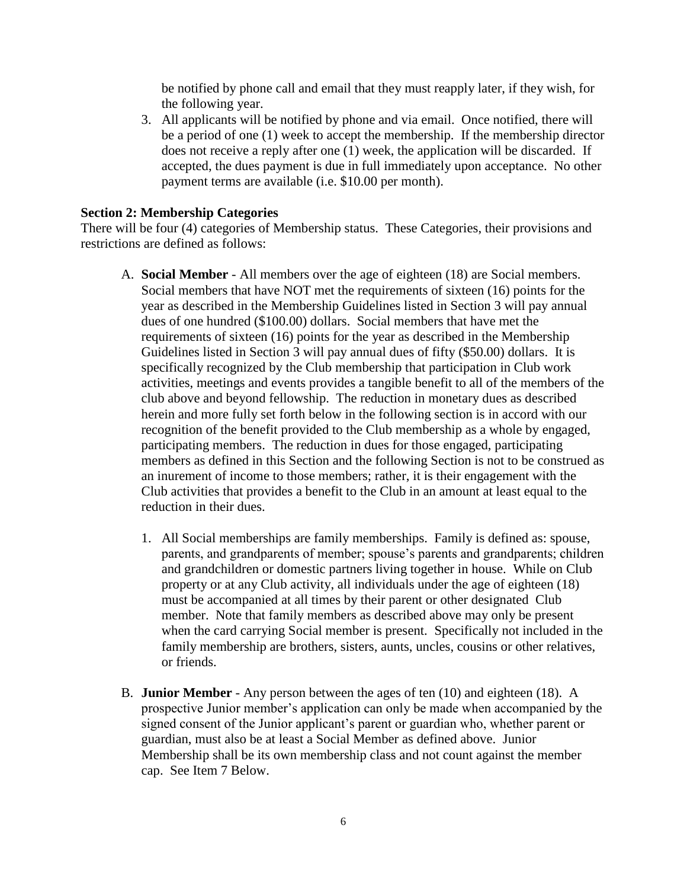be notified by phone call and email that they must reapply later, if they wish, for the following year.

3. All applicants will be notified by phone and via email. Once notified, there will be a period of one (1) week to accept the membership. If the membership director does not receive a reply after one (1) week, the application will be discarded. If accepted, the dues payment is due in full immediately upon acceptance. No other payment terms are available (i.e. $10.00 per month).

**Section 2: Membership Categories**

There will be four (4) categories of Membership status. These Categories, their provisions and restrictions are defined as follows:

A. **Social Member** - All members over the age of eighteen (18) are Social members. Social members that have NOT met the requirements of sixteen (16) points for the year as described in the Membership Guidelines listed in Section 3 will pay annual dues of one hundred ($100.00) dollars. Social members that have met the requirements of sixteen (16) points for the year as described in the Membership Guidelines listed in Section 3 will pay annual dues of fifty ($50.00) dollars. It is specifically recognized by the Club membership that participation in Club work activities, meetings and events provides a tangible benefit to all of the members of the club above and beyond fellowship. The reduction in monetary dues as described herein and more fully set forth below in the following section is in accord with our recognition of the benefit provided to the Club membership as a whole by engaged, participating members. The reduction in dues for those engaged, participating members as defined in this Section and the following Section is not to be construed as an inurement of income to those members; rather, it is their engagement with the Club activities that provides a benefit to the Club in an amount at least equal to the reduction in their dues.

   1. All Social memberships are family memberships. Family is defined as: spouse, parents, and grandparents of member; spouse's parents and grandparents; children and grandchildren or domestic partners living together in house. While on Club property or at any Club activity, all individuals under the age of eighteen (18) must be accompanied at all times by their parent or other designated Club member. Note that family members as described above may only be present when the card carrying Social member is present. Specifically not included in the family membership are brothers, sisters, aunts, uncles, cousins or other relatives, or friends.

B. **Junior Member** - Any person between the ages of ten (10) and eighteen (18). A prospective Junior member's application can only be made when accompanied by the signed consent of the Junior applicant's parent or guardian who, whether parent or guardian, must also be at least a Social Member as defined above. Junior Membership shall be its own membership class and not count against the member cap. See Item 7 Below.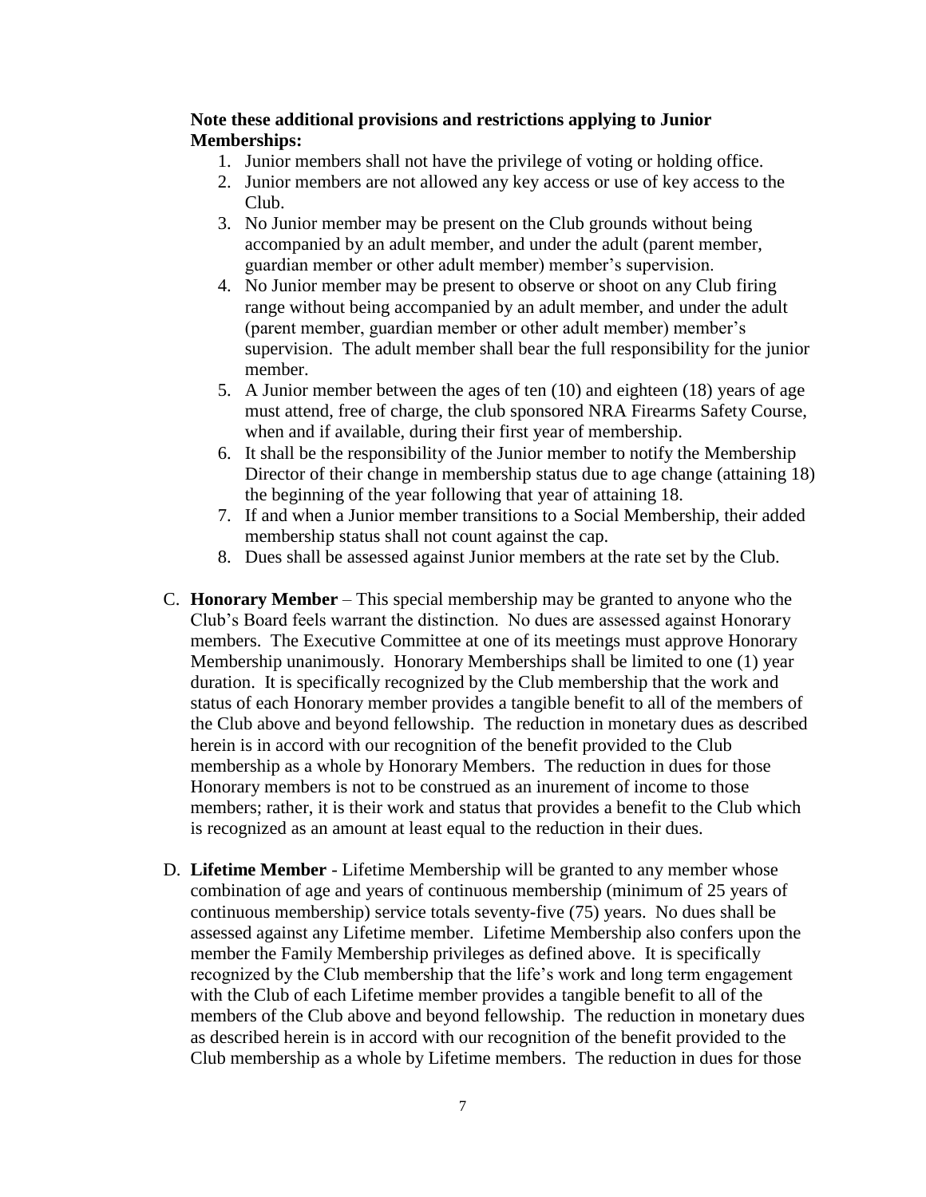**Note these additional provisions and restrictions applying to Junior Memberships:**

1. Junior members shall not have the privilege of voting or holding office.
2. Junior members are not allowed any key access or use of key access to the Club.
3. No Junior member may be present on the Club grounds without being accompanied by an adult member, and under the adult (parent member, guardian member or other adult member) member's supervision.
4. No Junior member may be present to observe or shoot on any Club firing range without being accompanied by an adult member, and under the adult (parent member, guardian member or other adult member) member's supervision. The adult member shall bear the full responsibility for the junior member.
5. A Junior member between the ages of ten (10) and eighteen (18) years of age must attend, free of charge, the club sponsored NRA Firearms Safety Course, when and if available, during their first year of membership.
6. It shall be the responsibility of the Junior member to notify the Membership Director of their change in membership status due to age change (attaining 18) the beginning of the year following that year of attaining 18.
7. If and when a Junior member transitions to a Social Membership, their added membership status shall not count against the cap.
8. Dues shall be assessed against Junior members at the rate set by the Club.

C. **Honorary Member** – This special membership may be granted to anyone who the Club's Board feels warrant the distinction. No dues are assessed against Honorary members. The Executive Committee at one of its meetings must approve Honorary Membership unanimously. Honorary Memberships shall be limited to one (1) year duration. It is specifically recognized by the Club membership that the work and status of each Honorary member provides a tangible benefit to all of the members of the Club above and beyond fellowship. The reduction in monetary dues as described herein is in accord with our recognition of the benefit provided to the Club membership as a whole by Honorary Members. The reduction in dues for those Honorary members is not to be construed as an inurement of income to those members; rather, it is their work and status that provides a benefit to the Club which is recognized as an amount at least equal to the reduction in their dues.

D. **Lifetime Member** - Lifetime Membership will be granted to any member whose combination of age and years of continuous membership (minimum of 25 years of continuous membership) service totals seventy-five (75) years. No dues shall be assessed against any Lifetime member. Lifetime Membership also confers upon the member the Family Membership privileges as defined above. It is specifically recognized by the Club membership that the life's work and long term engagement with the Club of each Lifetime member provides a tangible benefit to all of the members of the Club above and beyond fellowship. The reduction in monetary dues as described herein is in accord with our recognition of the benefit provided to the Club membership as a whole by Lifetime members. The reduction in dues for those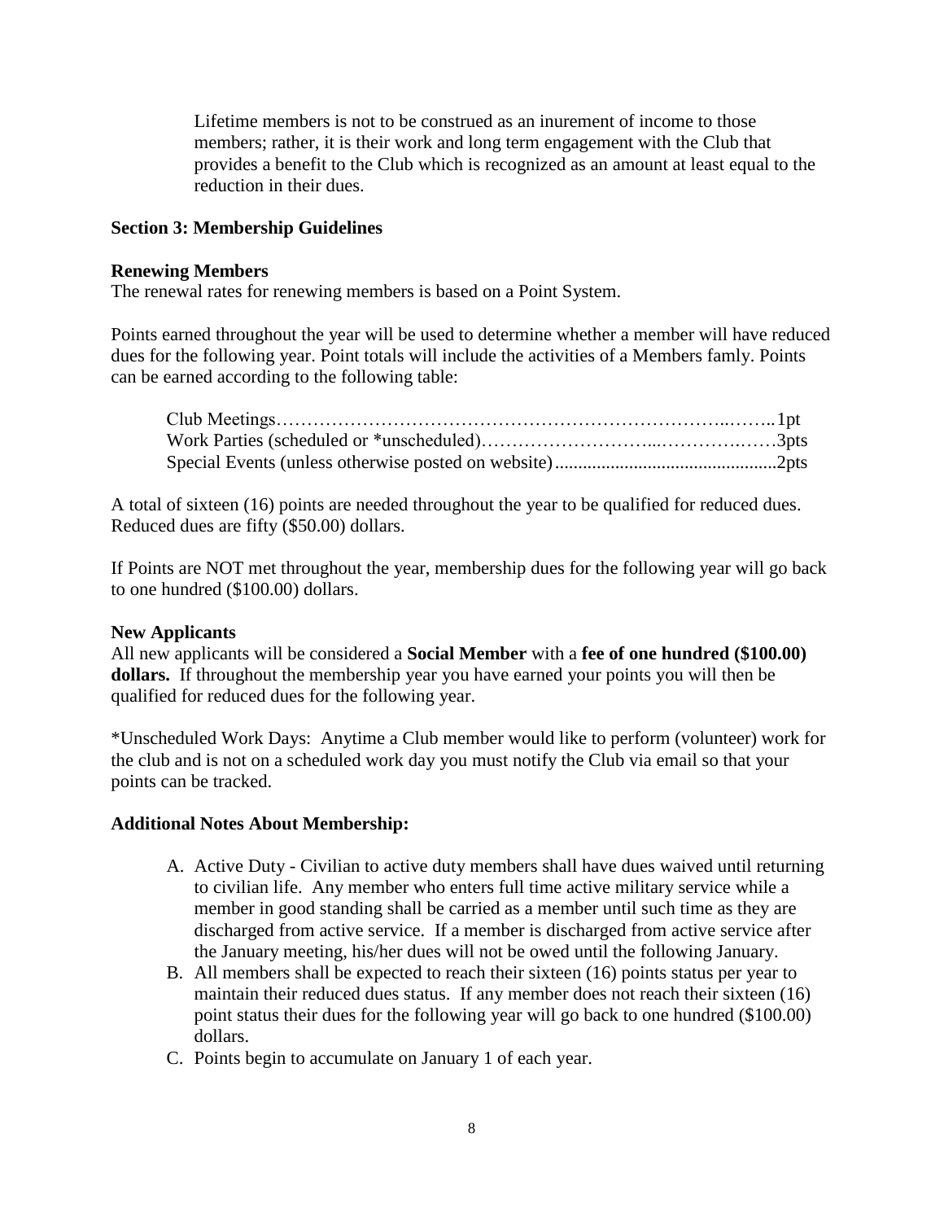Lifetime members is not to be construed as an inurement of income to those members; rather, it is their work and long term engagement with the Club that provides a benefit to the Club which is recognized as an amount at least equal to the reduction in their dues.

### Section 3: Membership Guidelines

**Renewing Members**

The renewal rates for renewing members is based on a Point System.

Points earned throughout the year will be used to determine whether a member will have reduced dues for the following year. Point totals will include the activities of a Members famly. Points can be earned according to the following table:

Club Meetings……………………………………………………………..……..1pt
Work Parties (scheduled or *unscheduled)………………………...…………..……3pts
Special Events (unless otherwise posted on website)...............................................2pts

A total of sixteen (16) points are needed throughout the year to be qualified for reduced dues. Reduced dues are fifty ($50.00) dollars.

If Points are NOT met throughout the year, membership dues for the following year will go back to one hundred ($100.00) dollars.

**New Applicants**

All new applicants will be considered a **Social Member** with a **fee of one hundred ($100.00) dollars.** If throughout the membership year you have earned your points you will then be qualified for reduced dues for the following year.

*Unscheduled Work Days: Anytime a Club member would like to perform (volunteer) work for the club and is not on a scheduled work day you must notify the Club via email so that your points can be tracked.

**Additional Notes About Membership:**

A. Active Duty - Civilian to active duty members shall have dues waived until returning to civilian life. Any member who enters full time active military service while a member in good standing shall be carried as a member until such time as they are discharged from active service. If a member is discharged from active service after the January meeting, his/her dues will not be owed until the following January.
B. All members shall be expected to reach their sixteen (16) points status per year to maintain their reduced dues status. If any member does not reach their sixteen (16) point status their dues for the following year will go back to one hundred ($100.00) dollars.
C. Points begin to accumulate on January 1 of each year.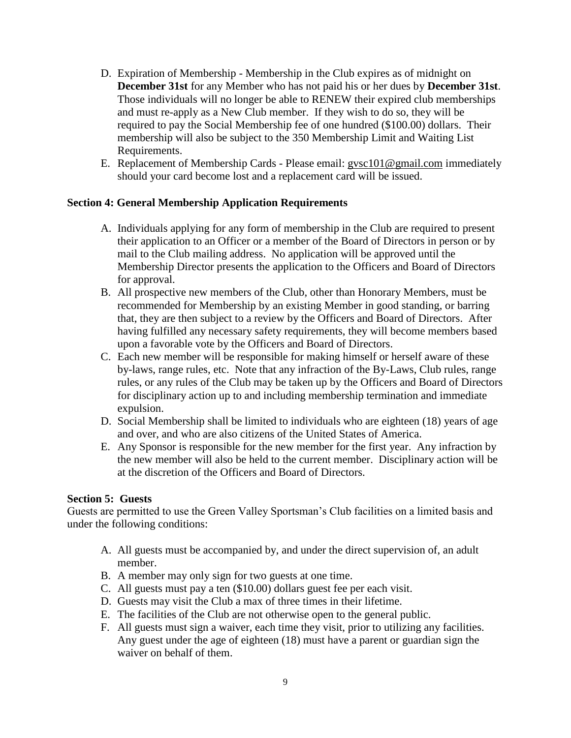D. Expiration of Membership - Membership in the Club expires as of midnight on **December 31st** for any Member who has not paid his or her dues by **December 31st**. Those individuals will no longer be able to RENEW their expired club memberships and must re-apply as a New Club member. If they wish to do so, they will be required to pay the Social Membership fee of one hundred ($100.00) dollars. Their membership will also be subject to the 350 Membership Limit and Waiting List Requirements.

E. Replacement of Membership Cards - Please email: gvsc101@gmail.com immediately should your card become lost and a replacement card will be issued.

### Section 4: General Membership Application Requirements

A. Individuals applying for any form of membership in the Club are required to present their application to an Officer or a member of the Board of Directors in person or by mail to the Club mailing address. No application will be approved until the Membership Director presents the application to the Officers and Board of Directors for approval.

B. All prospective new members of the Club, other than Honorary Members, must be recommended for Membership by an existing Member in good standing, or barring that, they are then subject to a review by the Officers and Board of Directors. After having fulfilled any necessary safety requirements, they will become members based upon a favorable vote by the Officers and Board of Directors.

C. Each new member will be responsible for making himself or herself aware of these by-laws, range rules, etc. Note that any infraction of the By-Laws, Club rules, range rules, or any rules of the Club may be taken up by the Officers and Board of Directors for disciplinary action up to and including membership termination and immediate expulsion.

D. Social Membership shall be limited to individuals who are eighteen (18) years of age and over, and who are also citizens of the United States of America.

E. Any Sponsor is responsible for the new member for the first year. Any infraction by the new member will also be held to the current member. Disciplinary action will be at the discretion of the Officers and Board of Directors.

### Section 5: Guests

Guests are permitted to use the Green Valley Sportsman's Club facilities on a limited basis and under the following conditions:

A. All guests must be accompanied by, and under the direct supervision of, an adult member.

B. A member may only sign for two guests at one time.

C. All guests must pay a ten ($10.00) dollars guest fee per each visit.

D. Guests may visit the Club a max of three times in their lifetime.

E. The facilities of the Club are not otherwise open to the general public.

F. All guests must sign a waiver, each time they visit, prior to utilizing any facilities. Any guest under the age of eighteen (18) must have a parent or guardian sign the waiver on behalf of them.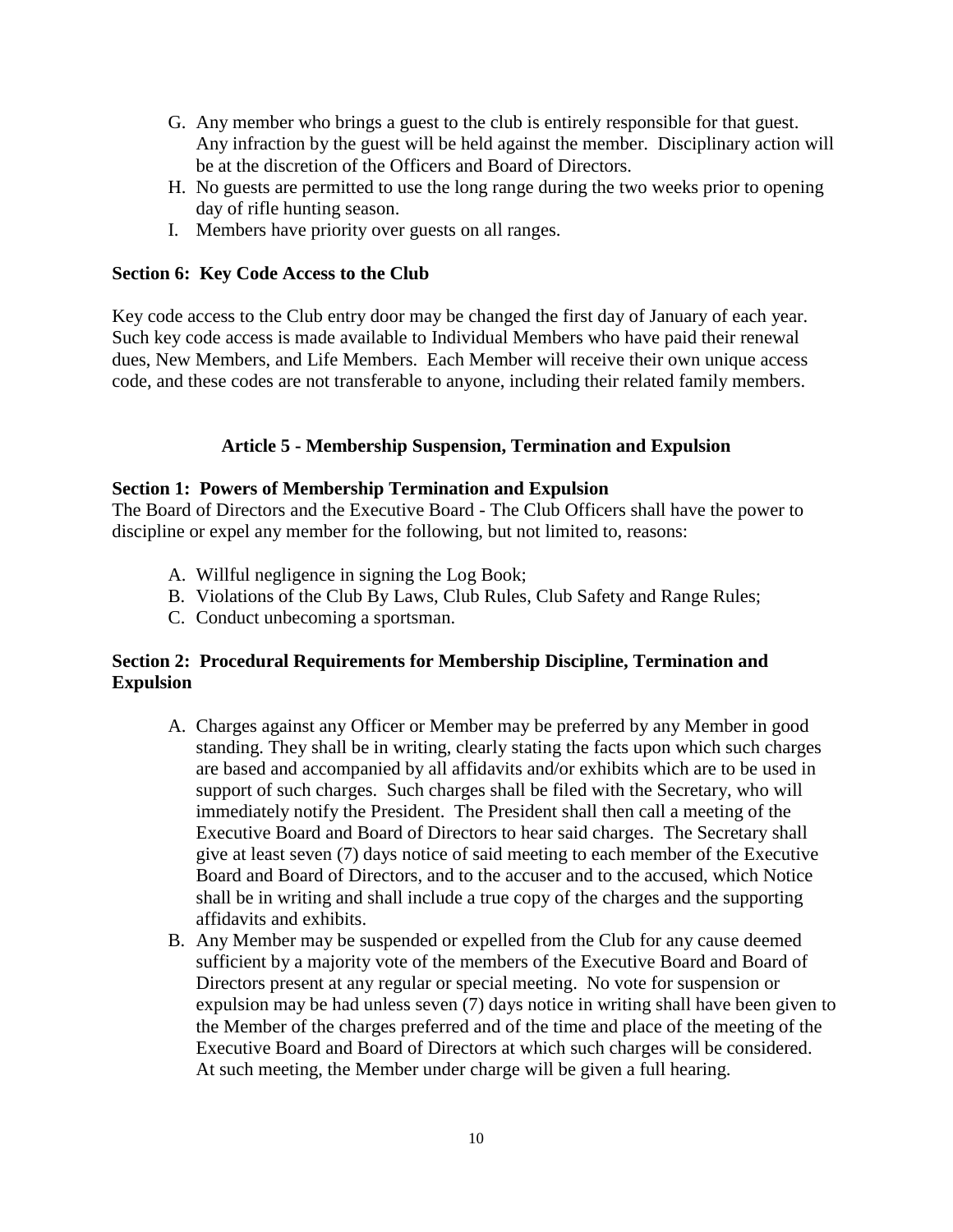G. Any member who brings a guest to the club is entirely responsible for that guest. Any infraction by the guest will be held against the member. Disciplinary action will be at the discretion of the Officers and Board of Directors.
H. No guests are permitted to use the long range during the two weeks prior to opening day of rifle hunting season.
I. Members have priority over guests on all ranges.

**Section 6: Key Code Access to the Club**

Key code access to the Club entry door may be changed the first day of January of each year. Such key code access is made available to Individual Members who have paid their renewal dues, New Members, and Life Members. Each Member will receive their own unique access code, and these codes are not transferable to anyone, including their related family members.

## Article 5 - Membership Suspension, Termination and Expulsion

**Section 1: Powers of Membership Termination and Expulsion**
The Board of Directors and the Executive Board - The Club Officers shall have the power to discipline or expel any member for the following, but not limited to, reasons:

A. Willful negligence in signing the Log Book;
B. Violations of the Club By Laws, Club Rules, Club Safety and Range Rules;
C. Conduct unbecoming a sportsman.

**Section 2: Procedural Requirements for Membership Discipline, Termination and Expulsion**

A. Charges against any Officer or Member may be preferred by any Member in good standing. They shall be in writing, clearly stating the facts upon which such charges are based and accompanied by all affidavits and/or exhibits which are to be used in support of such charges. Such charges shall be filed with the Secretary, who will immediately notify the President. The President shall then call a meeting of the Executive Board and Board of Directors to hear said charges. The Secretary shall give at least seven (7) days notice of said meeting to each member of the Executive Board and Board of Directors, and to the accuser and to the accused, which Notice shall be in writing and shall include a true copy of the charges and the supporting affidavits and exhibits.
B. Any Member may be suspended or expelled from the Club for any cause deemed sufficient by a majority vote of the members of the Executive Board and Board of Directors present at any regular or special meeting. No vote for suspension or expulsion may be had unless seven (7) days notice in writing shall have been given to the Member of the charges preferred and of the time and place of the meeting of the Executive Board and Board of Directors at which such charges will be considered. At such meeting, the Member under charge will be given a full hearing.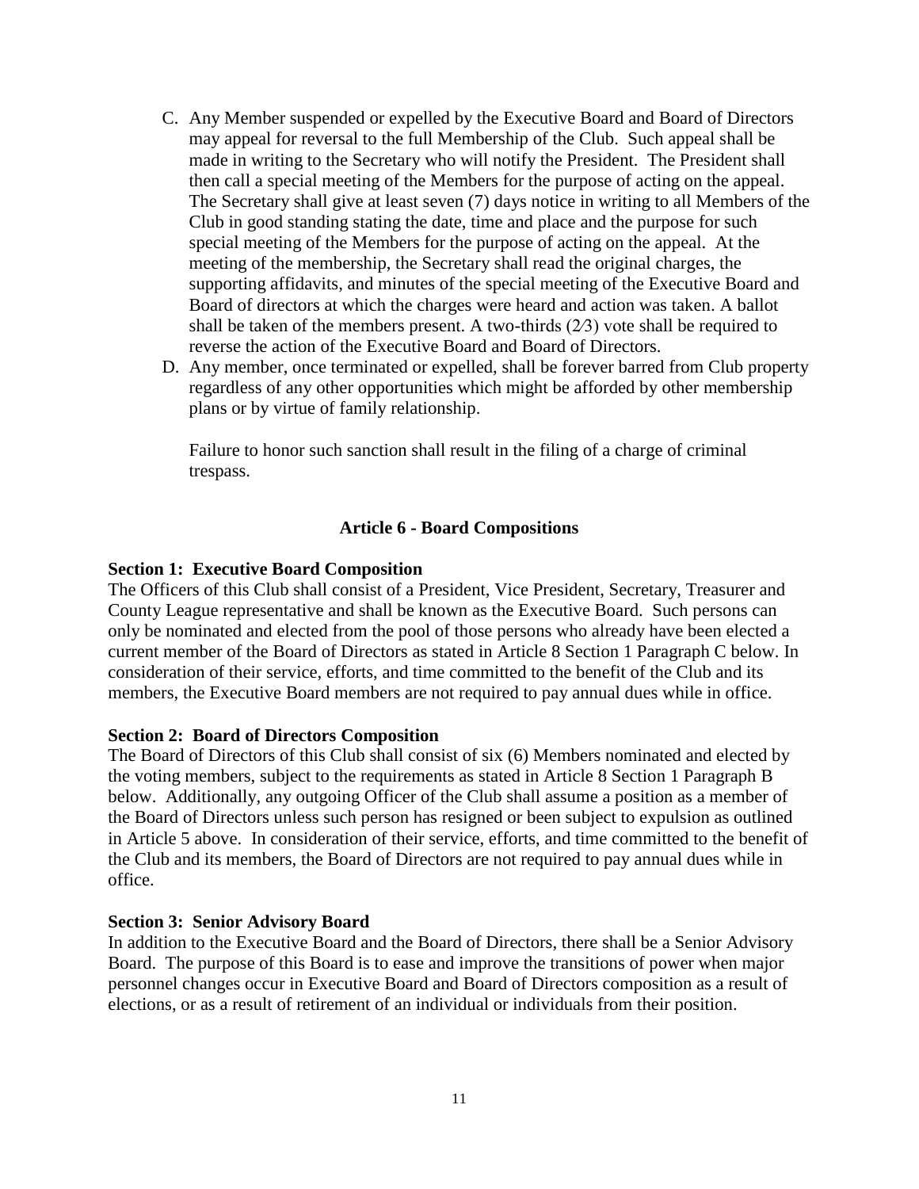C. Any Member suspended or expelled by the Executive Board and Board of Directors may appeal for reversal to the full Membership of the Club. Such appeal shall be made in writing to the Secretary who will notify the President. The President shall then call a special meeting of the Members for the purpose of acting on the appeal. The Secretary shall give at least seven (7) days notice in writing to all Members of the Club in good standing stating the date, time and place and the purpose for such special meeting of the Members for the purpose of acting on the appeal. At the meeting of the membership, the Secretary shall read the original charges, the supporting affidavits, and minutes of the special meeting of the Executive Board and Board of directors at which the charges were heard and action was taken. A ballot shall be taken of the members present. A two-thirds (2⁄3) vote shall be required to reverse the action of the Executive Board and Board of Directors.

D. Any member, once terminated or expelled, shall be forever barred from Club property regardless of any other opportunities which might be afforded by other membership plans or by virtue of family relationship.

   Failure to honor such sanction shall result in the filing of a charge of criminal trespass.

## Article 6 - Board Compositions

**Section 1: Executive Board Composition**

The Officers of this Club shall consist of a President, Vice President, Secretary, Treasurer and County League representative and shall be known as the Executive Board. Such persons can only be nominated and elected from the pool of those persons who already have been elected a current member of the Board of Directors as stated in Article 8 Section 1 Paragraph C below. In consideration of their service, efforts, and time committed to the benefit of the Club and its members, the Executive Board members are not required to pay annual dues while in office.

**Section 2: Board of Directors Composition**

The Board of Directors of this Club shall consist of six (6) Members nominated and elected by the voting members, subject to the requirements as stated in Article 8 Section 1 Paragraph B below. Additionally, any outgoing Officer of the Club shall assume a position as a member of the Board of Directors unless such person has resigned or been subject to expulsion as outlined in Article 5 above. In consideration of their service, efforts, and time committed to the benefit of the Club and its members, the Board of Directors are not required to pay annual dues while in office.

**Section 3: Senior Advisory Board**

In addition to the Executive Board and the Board of Directors, there shall be a Senior Advisory Board. The purpose of this Board is to ease and improve the transitions of power when major personnel changes occur in Executive Board and Board of Directors composition as a result of elections, or as a result of retirement of an individual or individuals from their position.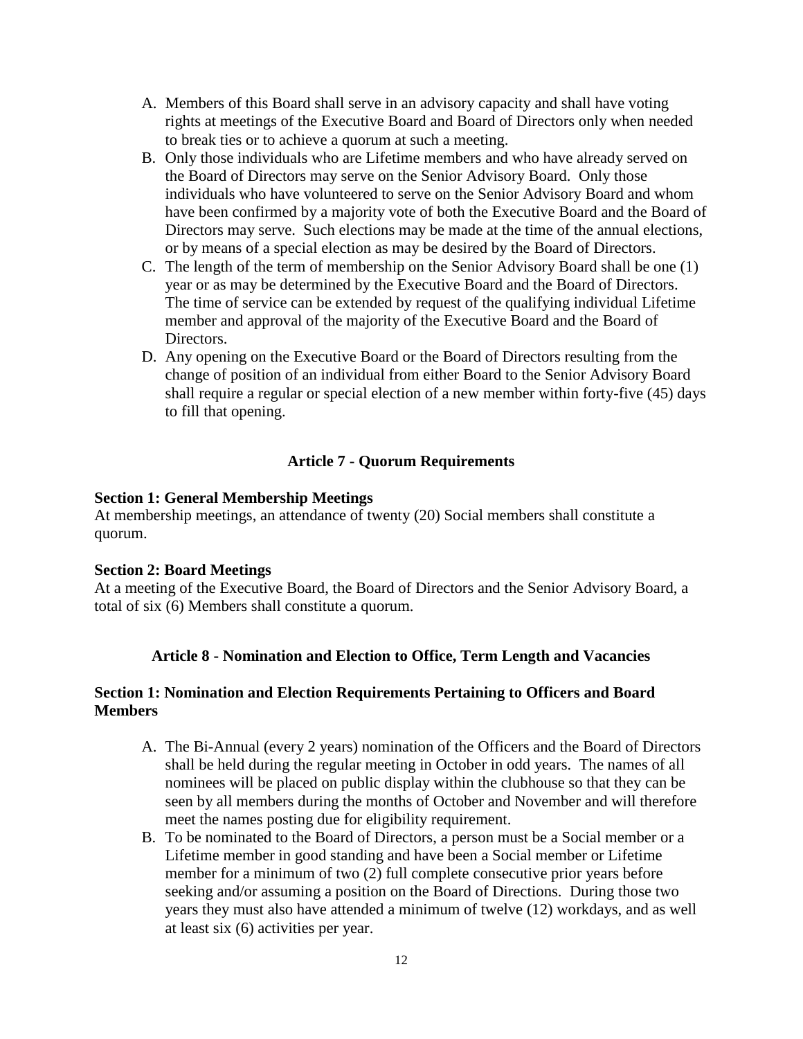A. Members of this Board shall serve in an advisory capacity and shall have voting rights at meetings of the Executive Board and Board of Directors only when needed to break ties or to achieve a quorum at such a meeting.
B. Only those individuals who are Lifetime members and who have already served on the Board of Directors may serve on the Senior Advisory Board. Only those individuals who have volunteered to serve on the Senior Advisory Board and whom have been confirmed by a majority vote of both the Executive Board and the Board of Directors may serve. Such elections may be made at the time of the annual elections, or by means of a special election as may be desired by the Board of Directors.
C. The length of the term of membership on the Senior Advisory Board shall be one (1) year or as may be determined by the Executive Board and the Board of Directors. The time of service can be extended by request of the qualifying individual Lifetime member and approval of the majority of the Executive Board and the Board of Directors.
D. Any opening on the Executive Board or the Board of Directors resulting from the change of position of an individual from either Board to the Senior Advisory Board shall require a regular or special election of a new member within forty-five (45) days to fill that opening.

## Article 7 - Quorum Requirements

**Section 1: General Membership Meetings**
At membership meetings, an attendance of twenty (20) Social members shall constitute a quorum.

**Section 2: Board Meetings**
At a meeting of the Executive Board, the Board of Directors and the Senior Advisory Board, a total of six (6) Members shall constitute a quorum.

## Article 8 - Nomination and Election to Office, Term Length and Vacancies

**Section 1: Nomination and Election Requirements Pertaining to Officers and Board Members**

A. The Bi-Annual (every 2 years) nomination of the Officers and the Board of Directors shall be held during the regular meeting in October in odd years. The names of all nominees will be placed on public display within the clubhouse so that they can be seen by all members during the months of October and November and will therefore meet the names posting due for eligibility requirement.
B. To be nominated to the Board of Directors, a person must be a Social member or a Lifetime member in good standing and have been a Social member or Lifetime member for a minimum of two (2) full complete consecutive prior years before seeking and/or assuming a position on the Board of Directions. During those two years they must also have attended a minimum of twelve (12) workdays, and as well at least six (6) activities per year.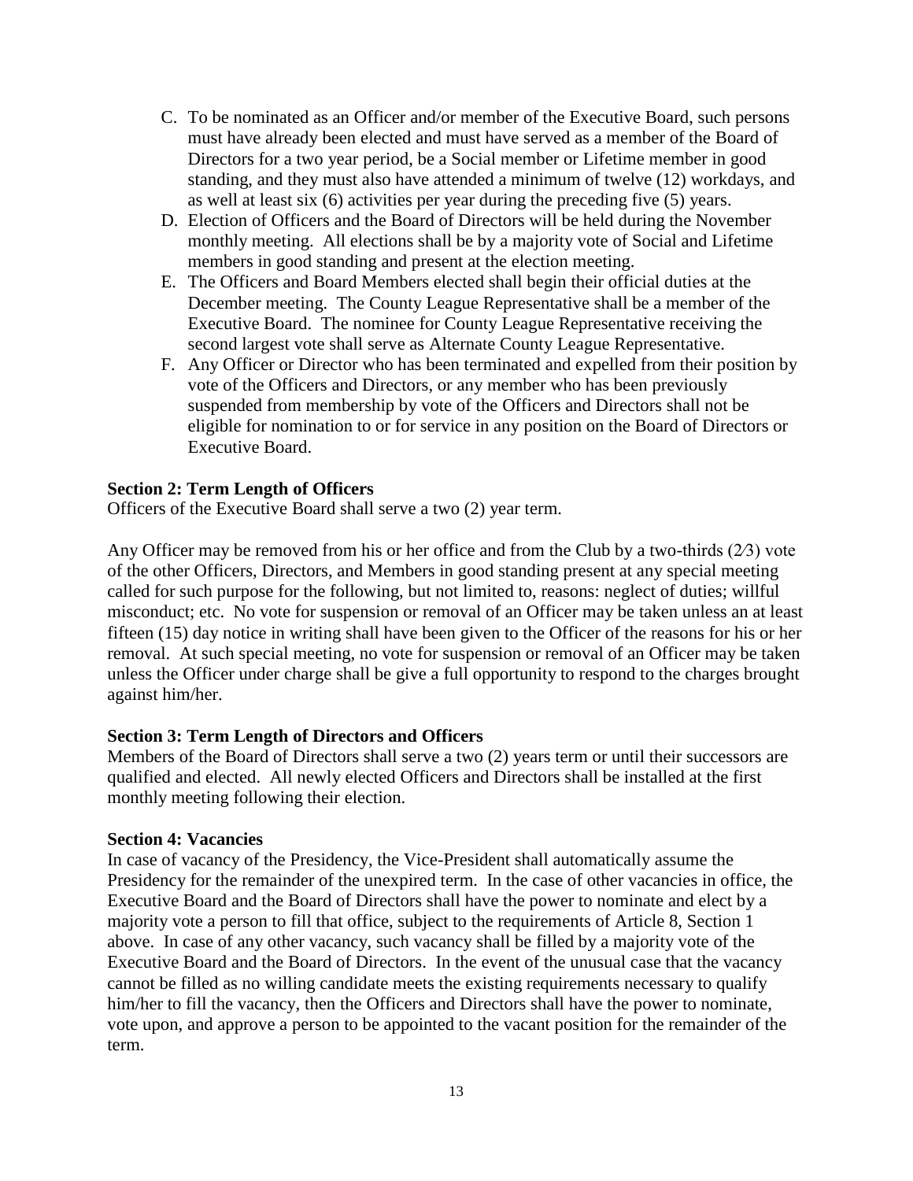C. To be nominated as an Officer and/or member of the Executive Board, such persons must have already been elected and must have served as a member of the Board of Directors for a two year period, be a Social member or Lifetime member in good standing, and they must also have attended a minimum of twelve (12) workdays, and as well at least six (6) activities per year during the preceding five (5) years.
D. Election of Officers and the Board of Directors will be held during the November monthly meeting. All elections shall be by a majority vote of Social and Lifetime members in good standing and present at the election meeting.
E. The Officers and Board Members elected shall begin their official duties at the December meeting. The County League Representative shall be a member of the Executive Board. The nominee for County League Representative receiving the second largest vote shall serve as Alternate County League Representative.
F. Any Officer or Director who has been terminated and expelled from their position by vote of the Officers and Directors, or any member who has been previously suspended from membership by vote of the Officers and Directors shall not be eligible for nomination to or for service in any position on the Board of Directors or Executive Board.

**Section 2: Term Length of Officers**
Officers of the Executive Board shall serve a two (2) year term.

Any Officer may be removed from his or her office and from the Club by a two-thirds (2⁄3) vote of the other Officers, Directors, and Members in good standing present at any special meeting called for such purpose for the following, but not limited to, reasons: neglect of duties; willful misconduct; etc. No vote for suspension or removal of an Officer may be taken unless an at least fifteen (15) day notice in writing shall have been given to the Officer of the reasons for his or her removal. At such special meeting, no vote for suspension or removal of an Officer may be taken unless the Officer under charge shall be give a full opportunity to respond to the charges brought against him/her.

**Section 3: Term Length of Directors and Officers**
Members of the Board of Directors shall serve a two (2) years term or until their successors are qualified and elected. All newly elected Officers and Directors shall be installed at the first monthly meeting following their election.

**Section 4: Vacancies**
In case of vacancy of the Presidency, the Vice-President shall automatically assume the Presidency for the remainder of the unexpired term. In the case of other vacancies in office, the Executive Board and the Board of Directors shall have the power to nominate and elect by a majority vote a person to fill that office, subject to the requirements of Article 8, Section 1 above. In case of any other vacancy, such vacancy shall be filled by a majority vote of the Executive Board and the Board of Directors. In the event of the unusual case that the vacancy cannot be filled as no willing candidate meets the existing requirements necessary to qualify him/her to fill the vacancy, then the Officers and Directors shall have the power to nominate, vote upon, and approve a person to be appointed to the vacant position for the remainder of the term.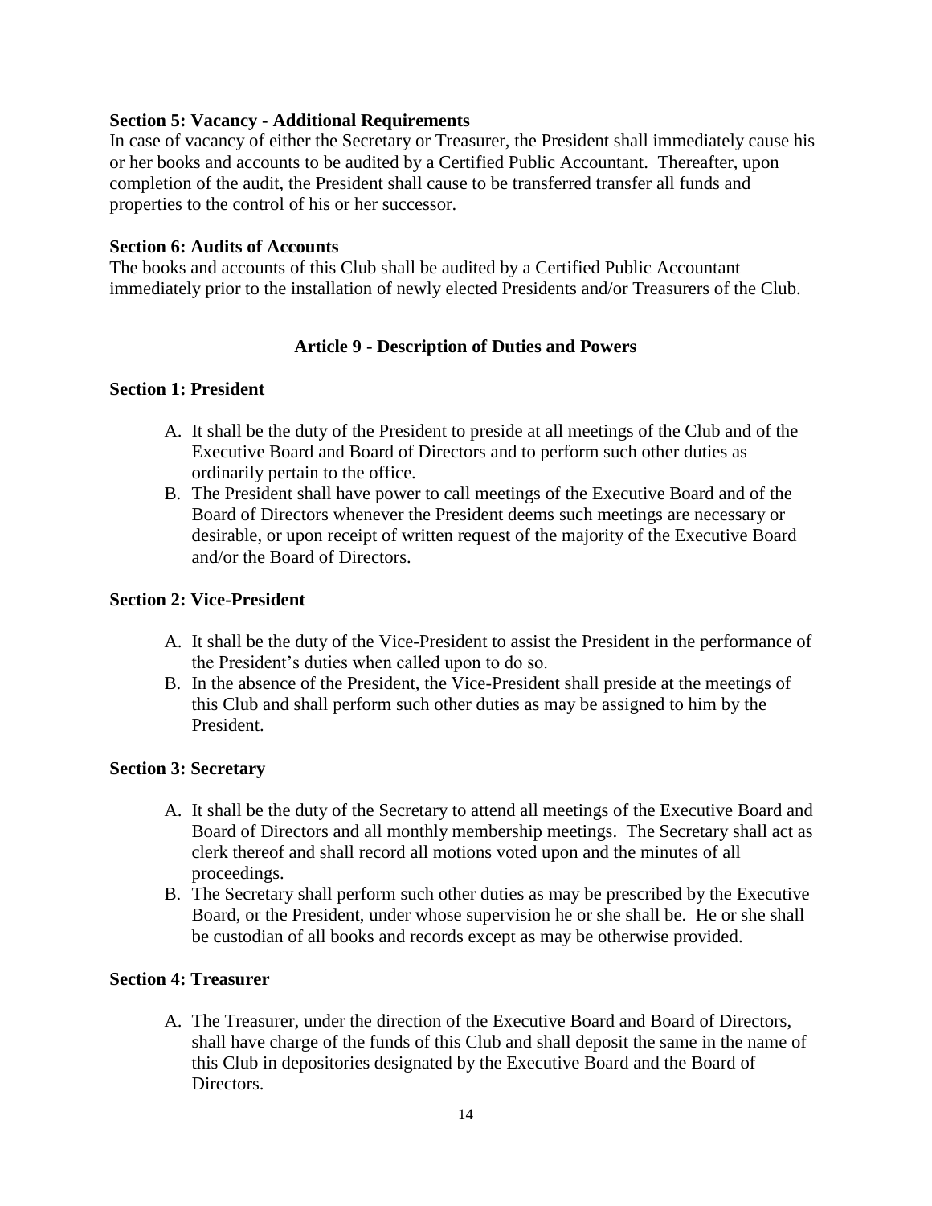**Section 5: Vacancy - Additional Requirements**

In case of vacancy of either the Secretary or Treasurer, the President shall immediately cause his or her books and accounts to be audited by a Certified Public Accountant. Thereafter, upon completion of the audit, the President shall cause to be transferred transfer all funds and properties to the control of his or her successor.

**Section 6: Audits of Accounts**

The books and accounts of this Club shall be audited by a Certified Public Accountant immediately prior to the installation of newly elected Presidents and/or Treasurers of the Club.

## Article 9 - Description of Duties and Powers

**Section 1: President**

A. It shall be the duty of the President to preside at all meetings of the Club and of the Executive Board and Board of Directors and to perform such other duties as ordinarily pertain to the office.
B. The President shall have power to call meetings of the Executive Board and of the Board of Directors whenever the President deems such meetings are necessary or desirable, or upon receipt of written request of the majority of the Executive Board and/or the Board of Directors.

**Section 2: Vice-President**

A. It shall be the duty of the Vice-President to assist the President in the performance of the President's duties when called upon to do so.
B. In the absence of the President, the Vice-President shall preside at the meetings of this Club and shall perform such other duties as may be assigned to him by the President.

**Section 3: Secretary**

A. It shall be the duty of the Secretary to attend all meetings of the Executive Board and Board of Directors and all monthly membership meetings. The Secretary shall act as clerk thereof and shall record all motions voted upon and the minutes of all proceedings.
B. The Secretary shall perform such other duties as may be prescribed by the Executive Board, or the President, under whose supervision he or she shall be. He or she shall be custodian of all books and records except as may be otherwise provided.

**Section 4: Treasurer**

A. The Treasurer, under the direction of the Executive Board and Board of Directors, shall have charge of the funds of this Club and shall deposit the same in the name of this Club in depositories designated by the Executive Board and the Board of Directors.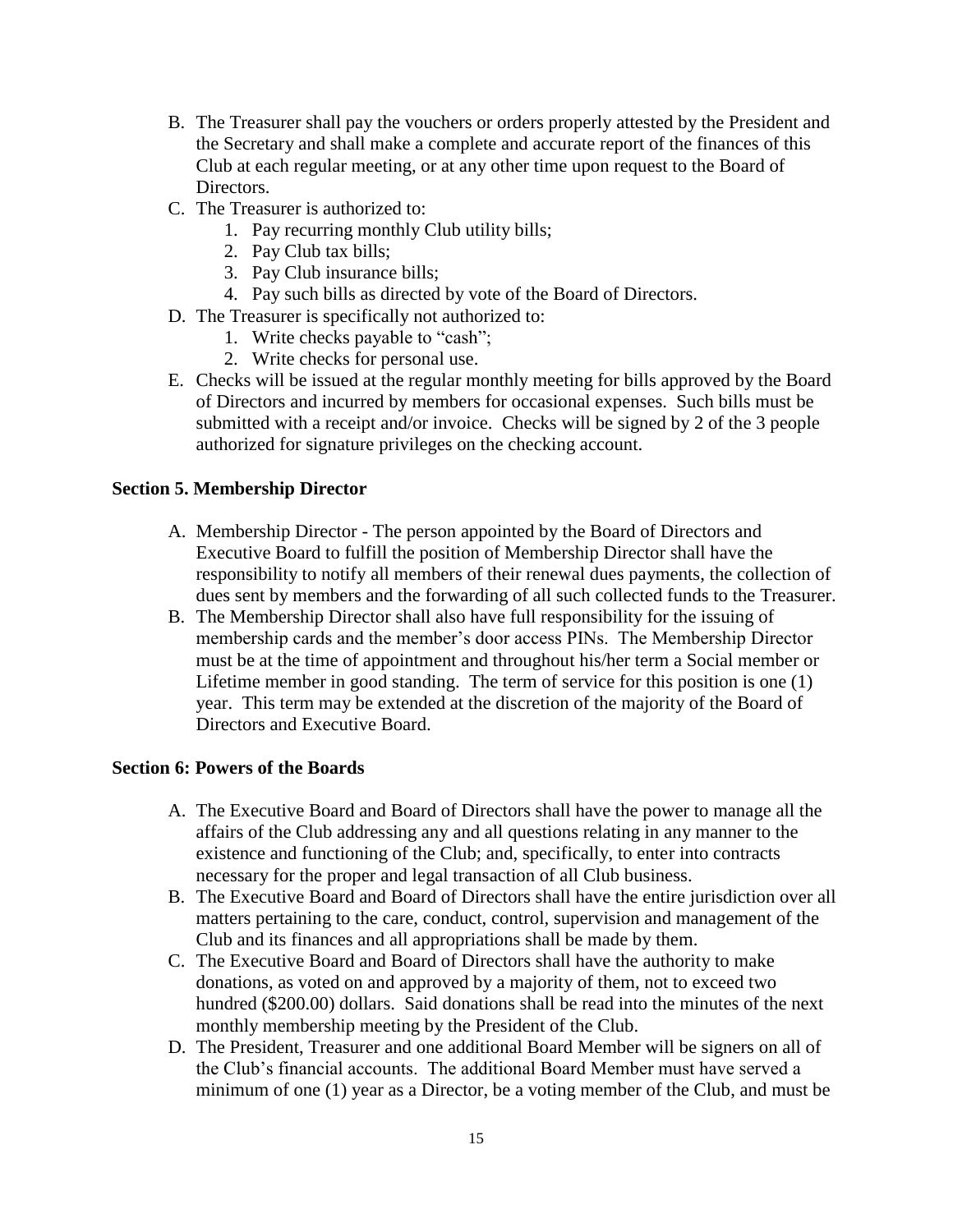B. The Treasurer shall pay the vouchers or orders properly attested by the President and the Secretary and shall make a complete and accurate report of the finances of this Club at each regular meeting, or at any other time upon request to the Board of Directors.

C. The Treasurer is authorized to:
   1. Pay recurring monthly Club utility bills;
   2. Pay Club tax bills;
   3. Pay Club insurance bills;
   4. Pay such bills as directed by vote of the Board of Directors.

D. The Treasurer is specifically not authorized to:
   1. Write checks payable to "cash";
   2. Write checks for personal use.

E. Checks will be issued at the regular monthly meeting for bills approved by the Board of Directors and incurred by members for occasional expenses. Such bills must be submitted with a receipt and/or invoice. Checks will be signed by 2 of the 3 people authorized for signature privileges on the checking account.

**Section 5. Membership Director**

A. Membership Director - The person appointed by the Board of Directors and Executive Board to fulfill the position of Membership Director shall have the responsibility to notify all members of their renewal dues payments, the collection of dues sent by members and the forwarding of all such collected funds to the Treasurer.

B. The Membership Director shall also have full responsibility for the issuing of membership cards and the member's door access PINs. The Membership Director must be at the time of appointment and throughout his/her term a Social member or Lifetime member in good standing. The term of service for this position is one (1) year. This term may be extended at the discretion of the majority of the Board of Directors and Executive Board.

**Section 6: Powers of the Boards**

A. The Executive Board and Board of Directors shall have the power to manage all the affairs of the Club addressing any and all questions relating in any manner to the existence and functioning of the Club; and, specifically, to enter into contracts necessary for the proper and legal transaction of all Club business.

B. The Executive Board and Board of Directors shall have the entire jurisdiction over all matters pertaining to the care, conduct, control, supervision and management of the Club and its finances and all appropriations shall be made by them.

C. The Executive Board and Board of Directors shall have the authority to make donations, as voted on and approved by a majority of them, not to exceed two hundred ($200.00) dollars. Said donations shall be read into the minutes of the next monthly membership meeting by the President of the Club.

D. The President, Treasurer and one additional Board Member will be signers on all of the Club's financial accounts. The additional Board Member must have served a minimum of one (1) year as a Director, be a voting member of the Club, and must be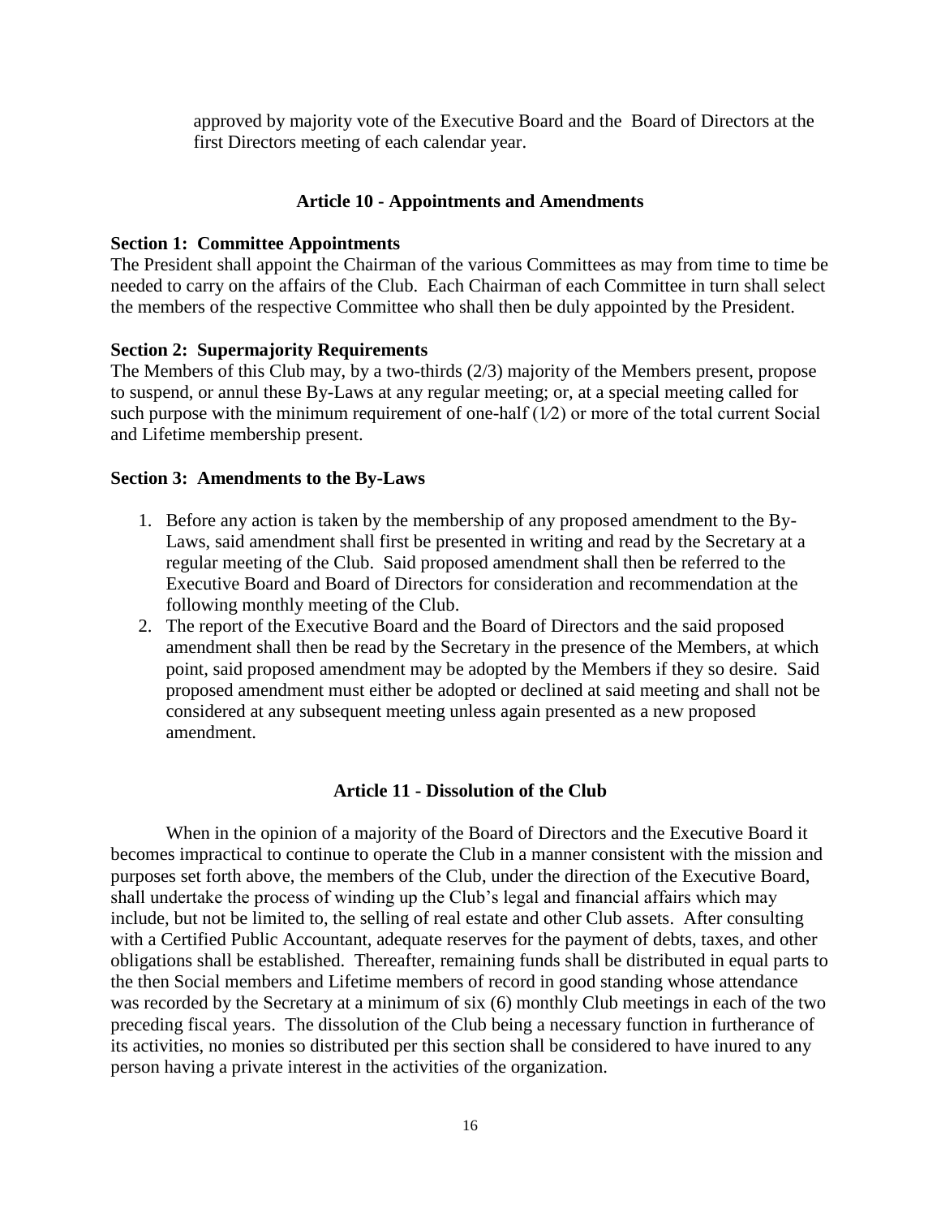approved by majority vote of the Executive Board and the Board of Directors at the first Directors meeting of each calendar year.

### Article 10 - Appointments and Amendments

**Section 1: Committee Appointments**
The President shall appoint the Chairman of the various Committees as may from time to time be needed to carry on the affairs of the Club. Each Chairman of each Committee in turn shall select the members of the respective Committee who shall then be duly appointed by the President.

**Section 2: Supermajority Requirements**
The Members of this Club may, by a two-thirds (2/3) majority of the Members present, propose to suspend, or annul these By-Laws at any regular meeting; or, at a special meeting called for such purpose with the minimum requirement of one-half (1⁄2) or more of the total current Social and Lifetime membership present.

**Section 3: Amendments to the By-Laws**

1. Before any action is taken by the membership of any proposed amendment to the By-Laws, said amendment shall first be presented in writing and read by the Secretary at a regular meeting of the Club. Said proposed amendment shall then be referred to the Executive Board and Board of Directors for consideration and recommendation at the following monthly meeting of the Club.
2. The report of the Executive Board and the Board of Directors and the said proposed amendment shall then be read by the Secretary in the presence of the Members, at which point, said proposed amendment may be adopted by the Members if they so desire. Said proposed amendment must either be adopted or declined at said meeting and shall not be considered at any subsequent meeting unless again presented as a new proposed amendment.

### Article 11 - Dissolution of the Club

When in the opinion of a majority of the Board of Directors and the Executive Board it becomes impractical to continue to operate the Club in a manner consistent with the mission and purposes set forth above, the members of the Club, under the direction of the Executive Board, shall undertake the process of winding up the Club's legal and financial affairs which may include, but not be limited to, the selling of real estate and other Club assets. After consulting with a Certified Public Accountant, adequate reserves for the payment of debts, taxes, and other obligations shall be established. Thereafter, remaining funds shall be distributed in equal parts to the then Social members and Lifetime members of record in good standing whose attendance was recorded by the Secretary at a minimum of six (6) monthly Club meetings in each of the two preceding fiscal years. The dissolution of the Club being a necessary function in furtherance of its activities, no monies so distributed per this section shall be considered to have inured to any person having a private interest in the activities of the organization.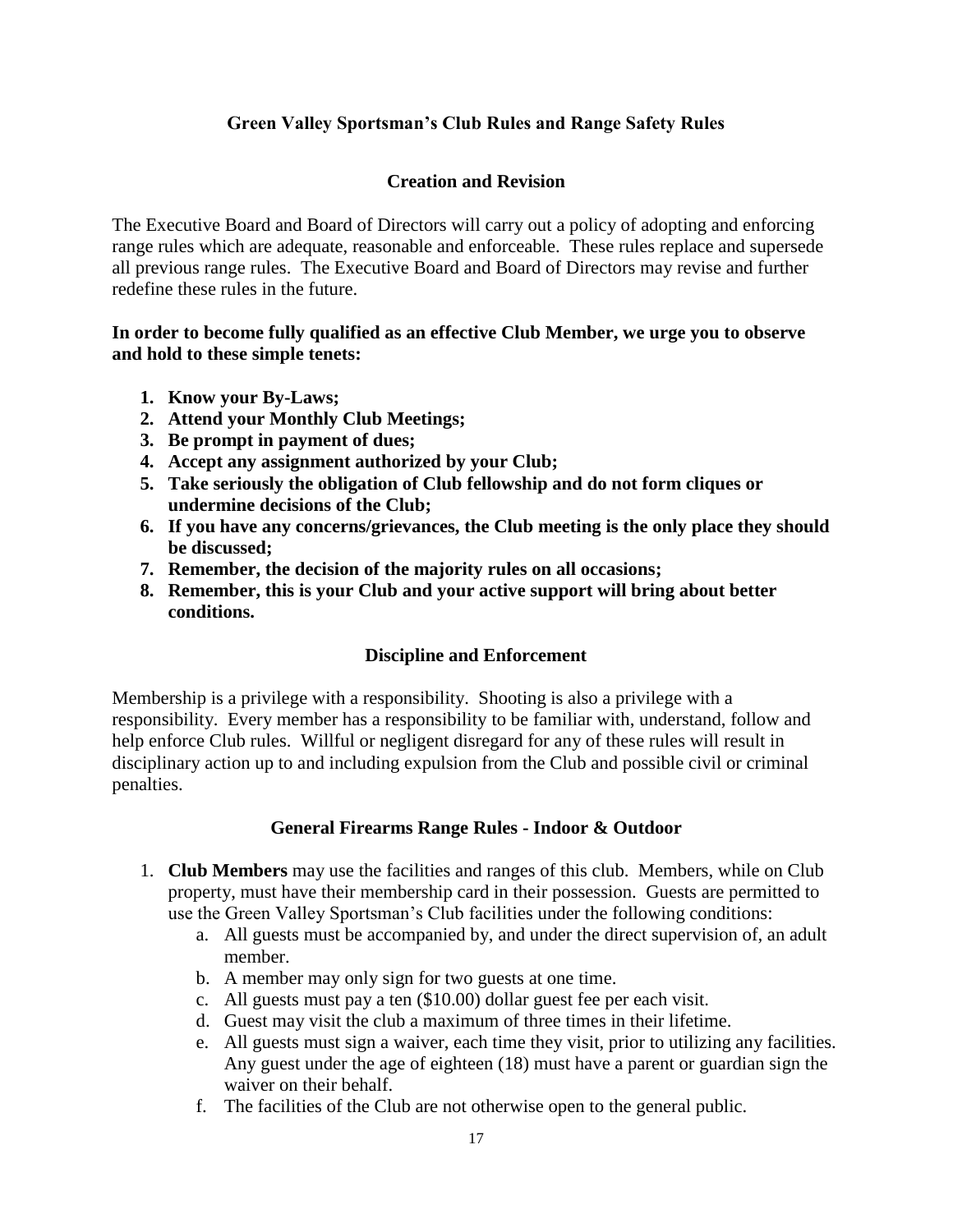## Green Valley Sportsman's Club Rules and Range Safety Rules

### Creation and Revision

The Executive Board and Board of Directors will carry out a policy of adopting and enforcing range rules which are adequate, reasonable and enforceable. These rules replace and supersede all previous range rules. The Executive Board and Board of Directors may revise and further redefine these rules in the future.

**In order to become fully qualified as an effective Club Member, we urge you to observe and hold to these simple tenets:**

1. **Know your By-Laws;**
2. **Attend your Monthly Club Meetings;**
3. **Be prompt in payment of dues;**
4. **Accept any assignment authorized by your Club;**
5. **Take seriously the obligation of Club fellowship and do not form cliques or undermine decisions of the Club;**
6. **If you have any concerns/grievances, the Club meeting is the only place they should be discussed;**
7. **Remember, the decision of the majority rules on all occasions;**
8. **Remember, this is your Club and your active support will bring about better conditions.**

### Discipline and Enforcement

Membership is a privilege with a responsibility. Shooting is also a privilege with a responsibility. Every member has a responsibility to be familiar with, understand, follow and help enforce Club rules. Willful or negligent disregard for any of these rules will result in disciplinary action up to and including expulsion from the Club and possible civil or criminal penalties.

### General Firearms Range Rules - Indoor & Outdoor

1. **Club Members** may use the facilities and ranges of this club. Members, while on Club property, must have their membership card in their possession. Guests are permitted to use the Green Valley Sportsman's Club facilities under the following conditions:
   a. All guests must be accompanied by, and under the direct supervision of, an adult member.
   b. A member may only sign for two guests at one time.
   c. All guests must pay a ten ($10.00) dollar guest fee per each visit.
   d. Guest may visit the club a maximum of three times in their lifetime.
   e. All guests must sign a waiver, each time they visit, prior to utilizing any facilities. Any guest under the age of eighteen (18) must have a parent or guardian sign the waiver on their behalf.
   f. The facilities of the Club are not otherwise open to the general public.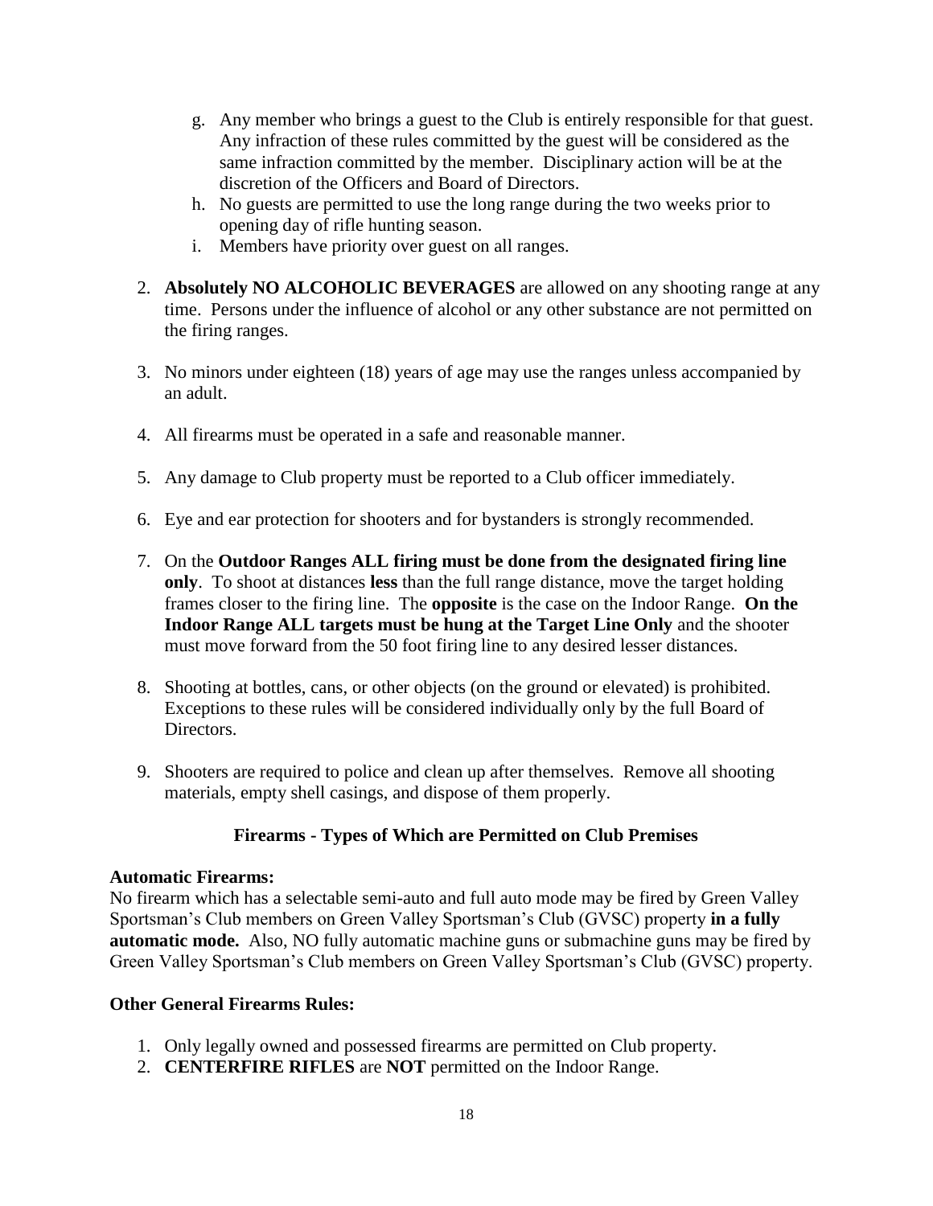g. Any member who brings a guest to the Club is entirely responsible for that guest. Any infraction of these rules committed by the guest will be considered as the same infraction committed by the member. Disciplinary action will be at the discretion of the Officers and Board of Directors.
h. No guests are permitted to use the long range during the two weeks prior to opening day of rifle hunting season.
i. Members have priority over guest on all ranges.

2. **Absolutely NO ALCOHOLIC BEVERAGES** are allowed on any shooting range at any time. Persons under the influence of alcohol or any other substance are not permitted on the firing ranges.

3. No minors under eighteen (18) years of age may use the ranges unless accompanied by an adult.

4. All firearms must be operated in a safe and reasonable manner.

5. Any damage to Club property must be reported to a Club officer immediately.

6. Eye and ear protection for shooters and for bystanders is strongly recommended.

7. On the **Outdoor Ranges ALL firing must be done from the designated firing line only**. To shoot at distances **less** than the full range distance, move the target holding frames closer to the firing line. The **opposite** is the case on the Indoor Range. **On the Indoor Range ALL targets must be hung at the Target Line Only** and the shooter must move forward from the 50 foot firing line to any desired lesser distances.

8. Shooting at bottles, cans, or other objects (on the ground or elevated) is prohibited. Exceptions to these rules will be considered individually only by the full Board of Directors.

9. Shooters are required to police and clean up after themselves. Remove all shooting materials, empty shell casings, and dispose of them properly.

**Firearms - Types of Which are Permitted on Club Premises**

**Automatic Firearms:**

No firearm which has a selectable semi-auto and full auto mode may be fired by Green Valley Sportsman's Club members on Green Valley Sportsman's Club (GVSC) property **in a fully automatic mode.** Also, NO fully automatic machine guns or submachine guns may be fired by Green Valley Sportsman's Club members on Green Valley Sportsman's Club (GVSC) property.

**Other General Firearms Rules:**

1. Only legally owned and possessed firearms are permitted on Club property.
2. **CENTERFIRE RIFLES** are **NOT** permitted on the Indoor Range.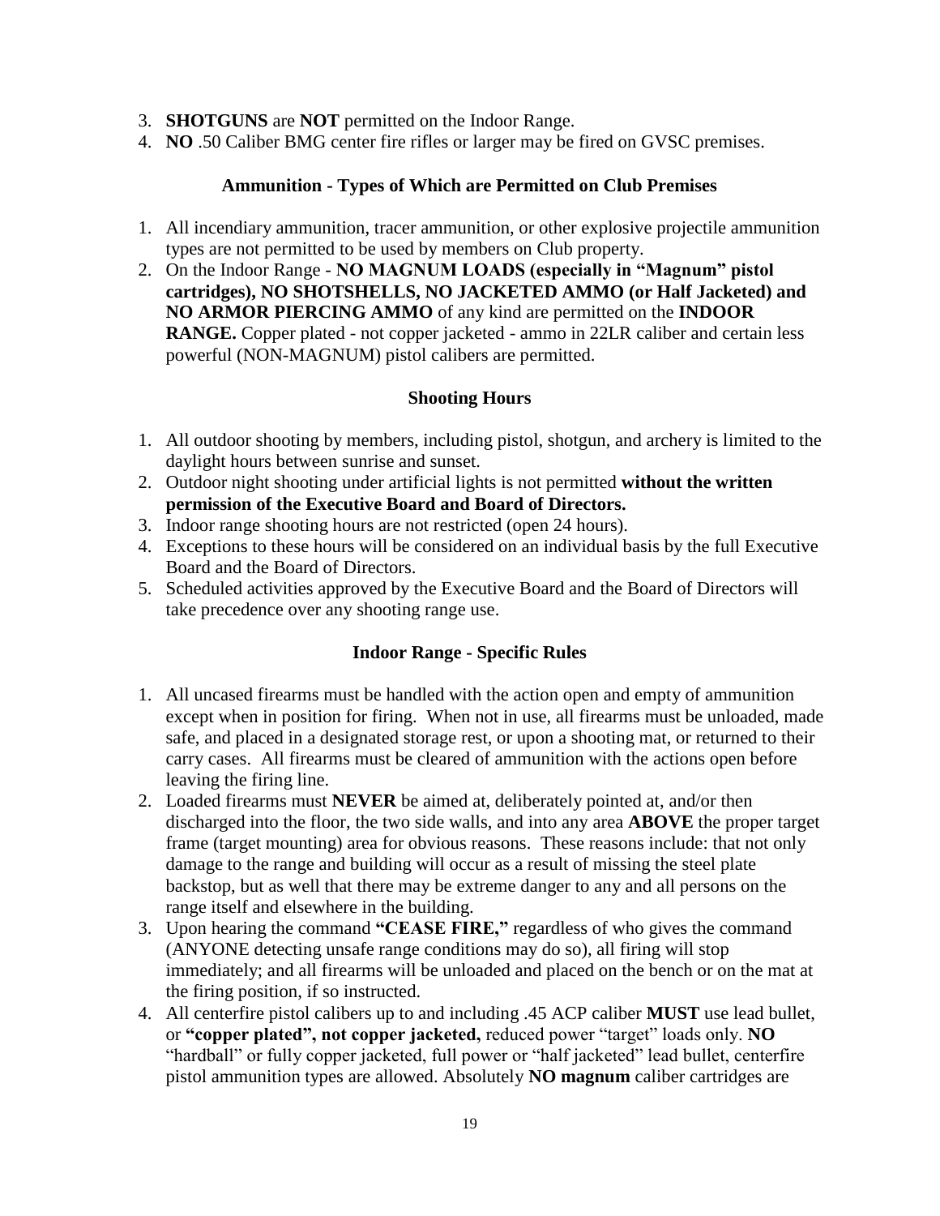3. **SHOTGUNS** are **NOT** permitted on the Indoor Range.
4. **NO** .50 Caliber BMG center fire rifles or larger may be fired on GVSC premises.

### Ammunition - Types of Which are Permitted on Club Premises

1. All incendiary ammunition, tracer ammunition, or other explosive projectile ammunition types are not permitted to be used by members on Club property.
2. On the Indoor Range - **NO MAGNUM LOADS (especially in "Magnum" pistol cartridges), NO SHOTSHELLS, NO JACKETED AMMO (or Half Jacketed) and NO ARMOR PIERCING AMMO** of any kind are permitted on the **INDOOR RANGE.** Copper plated - not copper jacketed - ammo in 22LR caliber and certain less powerful (NON-MAGNUM) pistol calibers are permitted.

### Shooting Hours

1. All outdoor shooting by members, including pistol, shotgun, and archery is limited to the daylight hours between sunrise and sunset.
2. Outdoor night shooting under artificial lights is not permitted **without the written permission of the Executive Board and Board of Directors.**
3. Indoor range shooting hours are not restricted (open 24 hours).
4. Exceptions to these hours will be considered on an individual basis by the full Executive Board and the Board of Directors.
5. Scheduled activities approved by the Executive Board and the Board of Directors will take precedence over any shooting range use.

### Indoor Range - Specific Rules

1. All uncased firearms must be handled with the action open and empty of ammunition except when in position for firing. When not in use, all firearms must be unloaded, made safe, and placed in a designated storage rest, or upon a shooting mat, or returned to their carry cases. All firearms must be cleared of ammunition with the actions open before leaving the firing line.
2. Loaded firearms must **NEVER** be aimed at, deliberately pointed at, and/or then discharged into the floor, the two side walls, and into any area **ABOVE** the proper target frame (target mounting) area for obvious reasons. These reasons include: that not only damage to the range and building will occur as a result of missing the steel plate backstop, but as well that there may be extreme danger to any and all persons on the range itself and elsewhere in the building.
3. Upon hearing the command **"CEASE FIRE,"** regardless of who gives the command (ANYONE detecting unsafe range conditions may do so), all firing will stop immediately; and all firearms will be unloaded and placed on the bench or on the mat at the firing position, if so instructed.
4. All centerfire pistol calibers up to and including .45 ACP caliber **MUST** use lead bullet, or **"copper plated", not copper jacketed,** reduced power "target" loads only. **NO** "hardball" or fully copper jacketed, full power or "half jacketed" lead bullet, centerfire pistol ammunition types are allowed. Absolutely **NO magnum** caliber cartridges are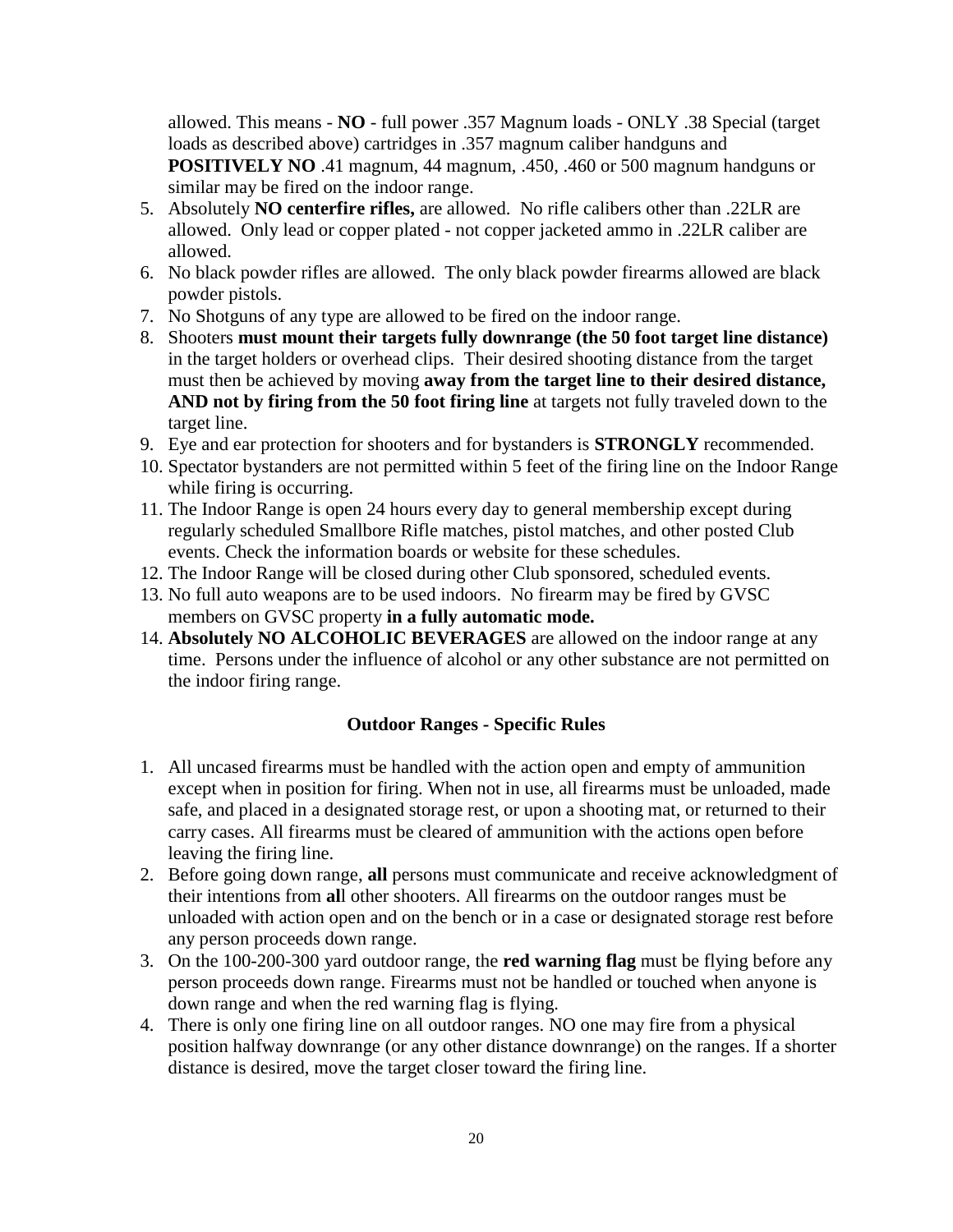allowed. This means - **NO** - full power .357 Magnum loads - ONLY .38 Special (target loads as described above) cartridges in .357 magnum caliber handguns and **POSITIVELY NO** .41 magnum, 44 magnum, .450, .460 or 500 magnum handguns or similar may be fired on the indoor range.

5. Absolutely **NO centerfire rifles,** are allowed. No rifle calibers other than .22LR are allowed. Only lead or copper plated - not copper jacketed ammo in .22LR caliber are allowed.
6. No black powder rifles are allowed. The only black powder firearms allowed are black powder pistols.
7. No Shotguns of any type are allowed to be fired on the indoor range.
8. Shooters **must mount their targets fully downrange (the 50 foot target line distance)** in the target holders or overhead clips. Their desired shooting distance from the target must then be achieved by moving **away from the target line to their desired distance, AND not by firing from the 50 foot firing line** at targets not fully traveled down to the target line.
9. Eye and ear protection for shooters and for bystanders is **STRONGLY** recommended.
10. Spectator bystanders are not permitted within 5 feet of the firing line on the Indoor Range while firing is occurring.
11. The Indoor Range is open 24 hours every day to general membership except during regularly scheduled Smallbore Rifle matches, pistol matches, and other posted Club events. Check the information boards or website for these schedules.
12. The Indoor Range will be closed during other Club sponsored, scheduled events.
13. No full auto weapons are to be used indoors. No firearm may be fired by GVSC members on GVSC property **in a fully automatic mode.**
14. **Absolutely NO ALCOHOLIC BEVERAGES** are allowed on the indoor range at any time. Persons under the influence of alcohol or any other substance are not permitted on the indoor firing range.

### Outdoor Ranges - Specific Rules

1. All uncased firearms must be handled with the action open and empty of ammunition except when in position for firing. When not in use, all firearms must be unloaded, made safe, and placed in a designated storage rest, or upon a shooting mat, or returned to their carry cases. All firearms must be cleared of ammunition with the actions open before leaving the firing line.
2. Before going down range, **all** persons must communicate and receive acknowledgment of their intentions from **al**l other shooters. All firearms on the outdoor ranges must be unloaded with action open and on the bench or in a case or designated storage rest before any person proceeds down range.
3. On the 100-200-300 yard outdoor range, the **red warning flag** must be flying before any person proceeds down range. Firearms must not be handled or touched when anyone is down range and when the red warning flag is flying.
4. There is only one firing line on all outdoor ranges. NO one may fire from a physical position halfway downrange (or any other distance downrange) on the ranges. If a shorter distance is desired, move the target closer toward the firing line.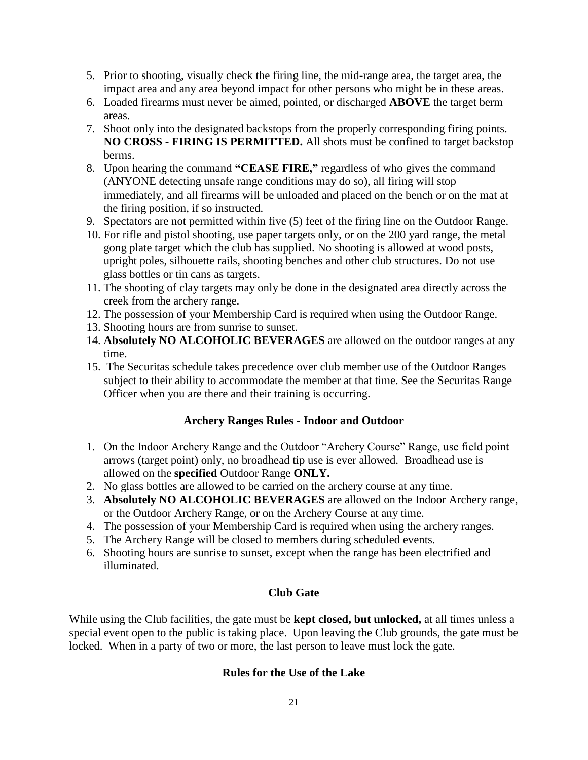5. Prior to shooting, visually check the firing line, the mid-range area, the target area, the impact area and any area beyond impact for other persons who might be in these areas.
6. Loaded firearms must never be aimed, pointed, or discharged **ABOVE** the target berm areas.
7. Shoot only into the designated backstops from the properly corresponding firing points. **NO CROSS - FIRING IS PERMITTED.** All shots must be confined to target backstop berms.
8. Upon hearing the command **"CEASE FIRE,"** regardless of who gives the command (ANYONE detecting unsafe range conditions may do so), all firing will stop immediately, and all firearms will be unloaded and placed on the bench or on the mat at the firing position, if so instructed.
9. Spectators are not permitted within five (5) feet of the firing line on the Outdoor Range.
10. For rifle and pistol shooting, use paper targets only, or on the 200 yard range, the metal gong plate target which the club has supplied. No shooting is allowed at wood posts, upright poles, silhouette rails, shooting benches and other club structures. Do not use glass bottles or tin cans as targets.
11. The shooting of clay targets may only be done in the designated area directly across the creek from the archery range.
12. The possession of your Membership Card is required when using the Outdoor Range.
13. Shooting hours are from sunrise to sunset.
14. **Absolutely NO ALCOHOLIC BEVERAGES** are allowed on the outdoor ranges at any time.
15. The Securitas schedule takes precedence over club member use of the Outdoor Ranges subject to their ability to accommodate the member at that time. See the Securitas Range Officer when you are there and their training is occurring.

### Archery Ranges Rules - Indoor and Outdoor

1. On the Indoor Archery Range and the Outdoor "Archery Course" Range, use field point arrows (target point) only, no broadhead tip use is ever allowed. Broadhead use is allowed on the **specified** Outdoor Range **ONLY.**
2. No glass bottles are allowed to be carried on the archery course at any time.
3. **Absolutely NO ALCOHOLIC BEVERAGES** are allowed on the Indoor Archery range, or the Outdoor Archery Range, or on the Archery Course at any time.
4. The possession of your Membership Card is required when using the archery ranges.
5. The Archery Range will be closed to members during scheduled events.
6. Shooting hours are sunrise to sunset, except when the range has been electrified and illuminated.

### Club Gate

While using the Club facilities, the gate must be **kept closed, but unlocked,** at all times unless a special event open to the public is taking place. Upon leaving the Club grounds, the gate must be locked. When in a party of two or more, the last person to leave must lock the gate.

### Rules for the Use of the Lake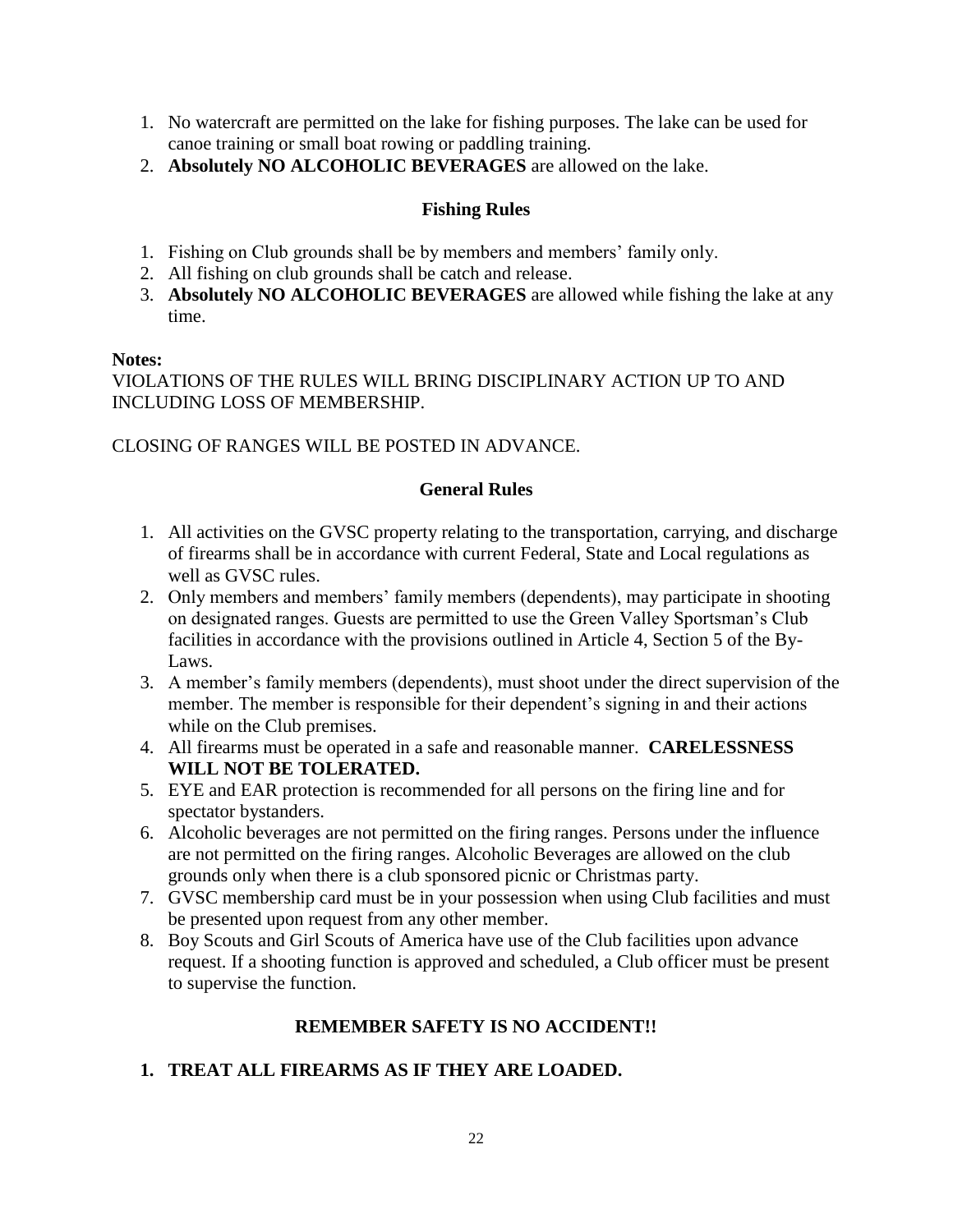1. No watercraft are permitted on the lake for fishing purposes. The lake can be used for canoe training or small boat rowing or paddling training.
2. **Absolutely NO ALCOHOLIC BEVERAGES** are allowed on the lake.

### Fishing Rules

1. Fishing on Club grounds shall be by members and members' family only.
2. All fishing on club grounds shall be catch and release.
3. **Absolutely NO ALCOHOLIC BEVERAGES** are allowed while fishing the lake at any time.

**Notes:**

VIOLATIONS OF THE RULES WILL BRING DISCIPLINARY ACTION UP TO AND INCLUDING LOSS OF MEMBERSHIP.

CLOSING OF RANGES WILL BE POSTED IN ADVANCE.

### General Rules

1. All activities on the GVSC property relating to the transportation, carrying, and discharge of firearms shall be in accordance with current Federal, State and Local regulations as well as GVSC rules.
2. Only members and members' family members (dependents), may participate in shooting on designated ranges. Guests are permitted to use the Green Valley Sportsman's Club facilities in accordance with the provisions outlined in Article 4, Section 5 of the By-Laws.
3. A member's family members (dependents), must shoot under the direct supervision of the member. The member is responsible for their dependent's signing in and their actions while on the Club premises.
4. All firearms must be operated in a safe and reasonable manner. **CARELESSNESS WILL NOT BE TOLERATED.**
5. EYE and EAR protection is recommended for all persons on the firing line and for spectator bystanders.
6. Alcoholic beverages are not permitted on the firing ranges. Persons under the influence are not permitted on the firing ranges. Alcoholic Beverages are allowed on the club grounds only when there is a club sponsored picnic or Christmas party.
7. GVSC membership card must be in your possession when using Club facilities and must be presented upon request from any other member.
8. Boy Scouts and Girl Scouts of America have use of the Club facilities upon advance request. If a shooting function is approved and scheduled, a Club officer must be present to supervise the function.

### REMEMBER SAFETY IS NO ACCIDENT!!

1. **TREAT ALL FIREARMS AS IF THEY ARE LOADED.**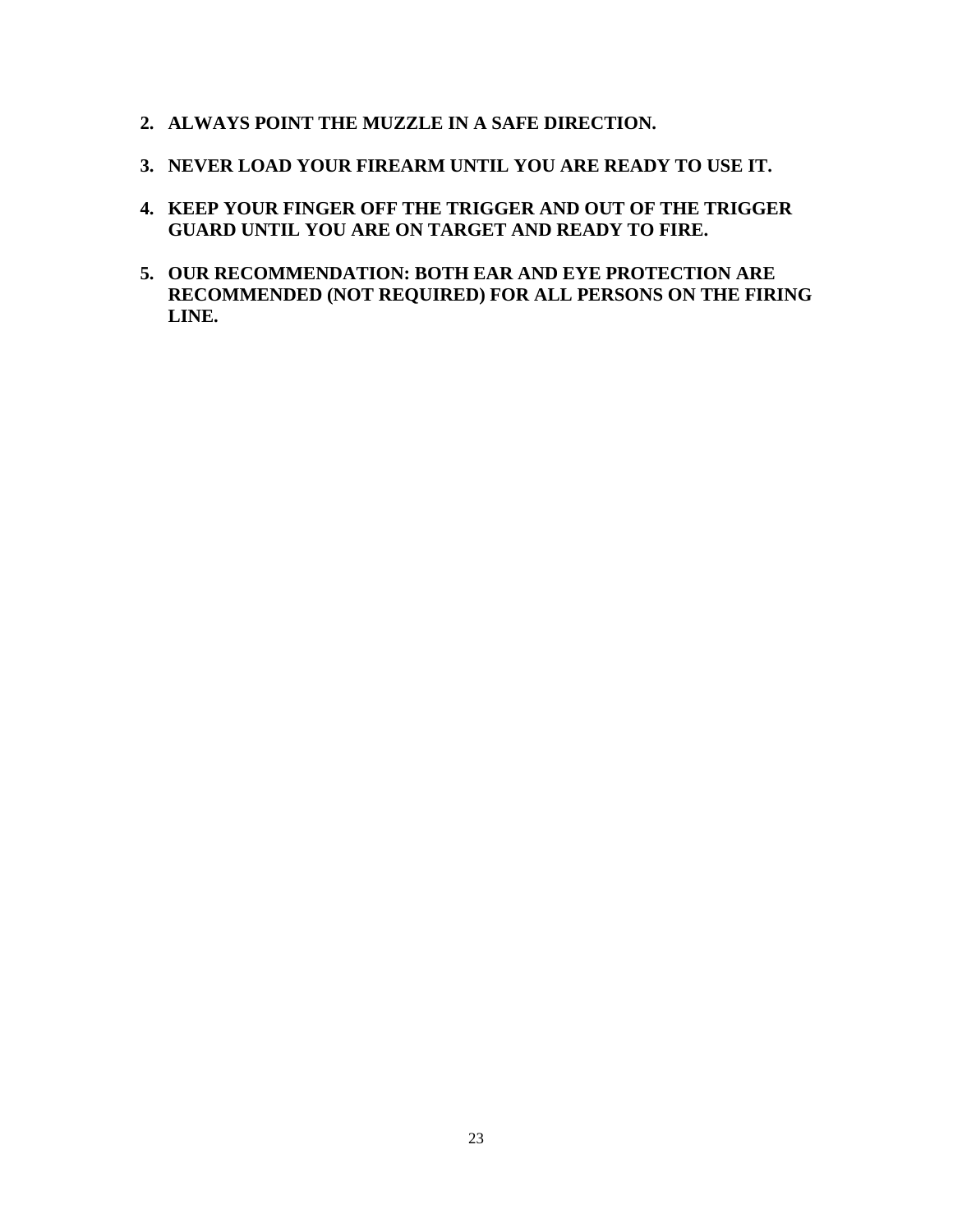2. **ALWAYS POINT THE MUZZLE IN A SAFE DIRECTION.**

3. **NEVER LOAD YOUR FIREARM UNTIL YOU ARE READY TO USE IT.**

4. **KEEP YOUR FINGER OFF THE TRIGGER AND OUT OF THE TRIGGER GUARD UNTIL YOU ARE ON TARGET AND READY TO FIRE.**

5. **OUR RECOMMENDATION: BOTH EAR AND EYE PROTECTION ARE RECOMMENDED (NOT REQUIRED) FOR ALL PERSONS ON THE FIRING LINE.**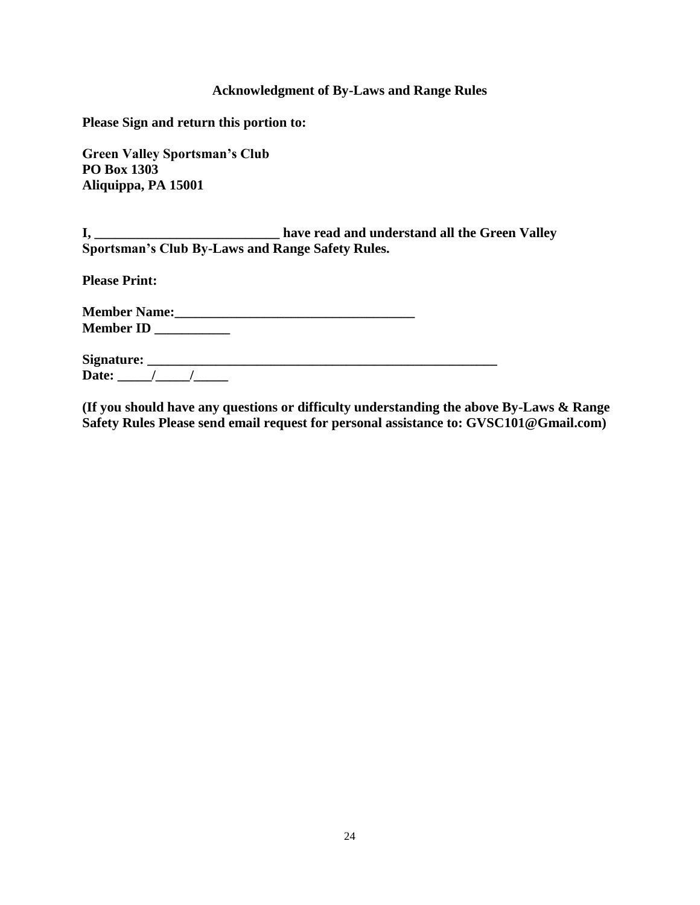## Acknowledgment of By-Laws and Range Rules

**Please Sign and return this portion to:**

**Green Valley Sportsman's Club**
**PO Box 1303**
**Aliquippa, PA 15001**

**I, ___________________________ have read and understand all the Green Valley Sportsman's Club By-Laws and Range Safety Rules.**

**Please Print:**

**Member Name:___________________________________**
**Member ID ___________**

**Signature: _____________________________________________________**
**Date: _____/_____/_____**

**(If you should have any questions or difficulty understanding the above By-Laws & Range Safety Rules Please send email request for personal assistance to: GVSC101@Gmail.com)**